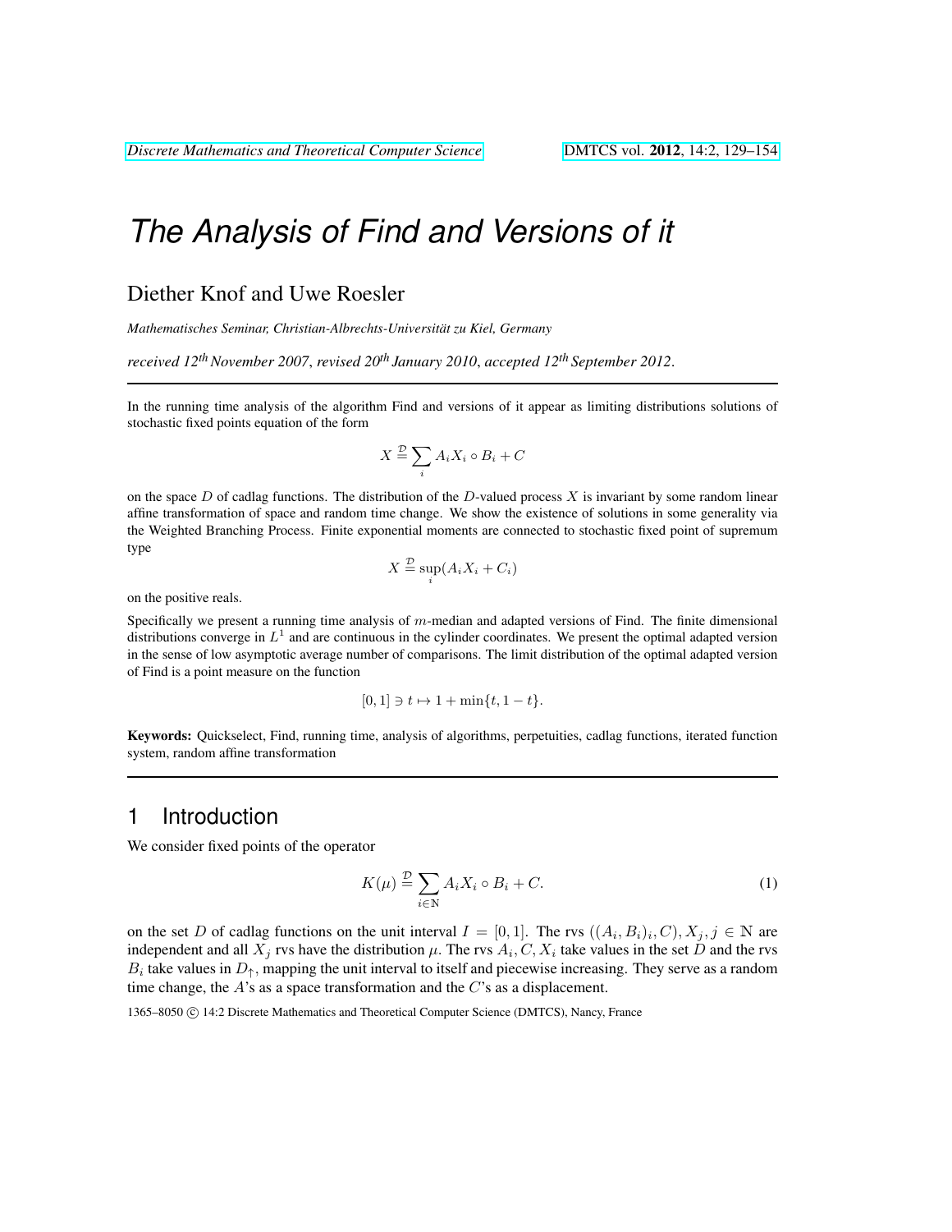# The Analysis of Find and Versions of it

Diether Knof and Uwe Roesler

*Mathematisches Seminar, Christian-Albrechts-Universität zu Kiel, Germany*

*received 12th November 2007, revised 20th January 2010, accepted 12th September 2012.*

---

In the running time analysis of the algorithm Find and versions of it appear as limiting distributions solutions of stochastic fixed points equation of the form

$$X \stackrel{\mathcal{D}}{=} \sum_i A_i X_i \circ B_i + C$$

on the space $D$ of cadlag functions. The distribution of the $D$-valued process $X$ is invariant by some random linear affine transformation of space and random time change. We show the existence of solutions in some generality via the Weighted Branching Process. Finite exponential moments are connected to stochastic fixed point of supremum type

$$X \stackrel{\mathcal{D}}{=} \sup_i (A_i X_i + C_i)$$

on the positive reals.

Specifically we present a running time analysis of $m$-median and adapted versions of Find. The finite dimensional distributions converge in $L^1$ and are continuous in the cylinder coordinates. We present the optimal adapted version in the sense of low asymptotic average number of comparisons. The limit distribution of the optimal adapted version of Find is a point measure on the function

$$[0,1] \ni t \mapsto 1 + \min\{t, 1-t\}.$$

**Keywords:** Quickselect, Find, running time, analysis of algorithms, perpetuities, cadlag functions, iterated function system, random affine transformation

---

## 1 Introduction

We consider fixed points of the operator

$$K(\mu) \stackrel{\mathcal{D}}{=} \sum_{i \in \mathbb{N}} A_i X_i \circ B_i + C. \tag{1}$$

on the set $D$ of cadlag functions on the unit interval $I = [0,1]$. The rvs $((A_i, B_i)_i, C), X_j, j \in \mathbb{N}$ are independent and all $X_j$ rvs have the distribution $\mu$. The rvs $A_i, C, X_i$ take values in the set $D$ and the rvs $B_i$ take values in $D_\uparrow$, mapping the unit interval to itself and piecewise increasing. They serve as a random time change, the $A$'s as a space transformation and the $C$'s as a displacement.

1365–8050 © 14:2 Discrete Mathematics and Theoretical Computer Science (DMTCS), Nancy, France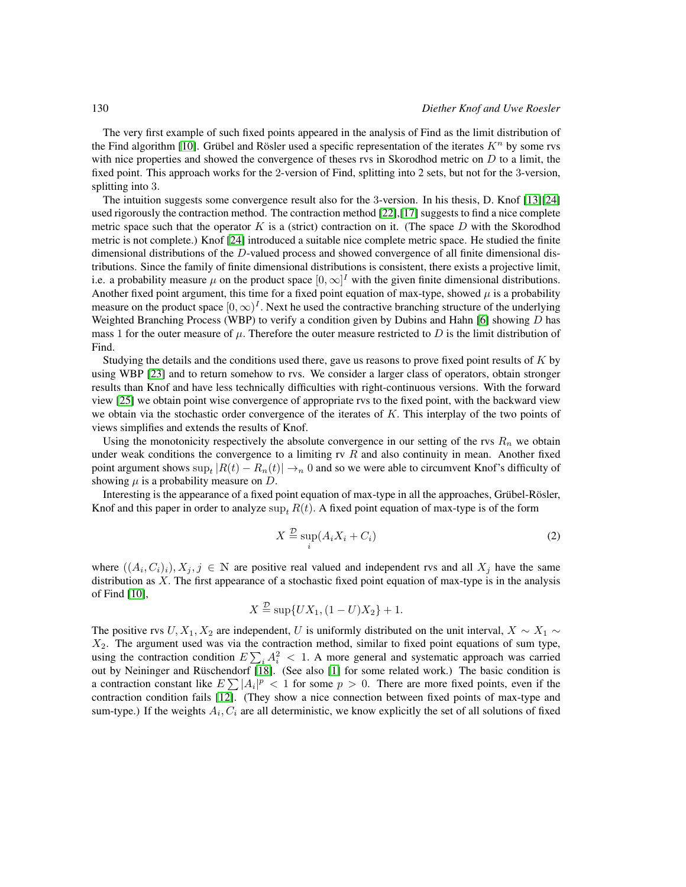The very first example of such fixed points appeared in the analysis of Find as the limit distribution of the Find algorithm [10]. Grübel and Rösler used a specific representation of the iterates $K^n$ by some rvs with nice properties and showed the convergence of theses rvs in Skorodhod metric on $D$ to a limit, the fixed point. This approach works for the 2-version of Find, splitting into 2 sets, but not for the 3-version, splitting into 3.

The intuition suggests some convergence result also for the 3-version. In his thesis, D. Knof [13][24] used rigorously the contraction method. The contraction method [22],[17] suggests to find a nice complete metric space such that the operator $K$ is a (strict) contraction on it. (The space $D$ with the Skorodhod metric is not complete.) Knof [24] introduced a suitable nice complete metric space. He studied the finite dimensional distributions of the $D$-valued process and showed convergence of all finite dimensional distributions. Since the family of finite dimensional distributions is consistent, there exists a projective limit, i.e. a probability measure $\mu$ on the product space $[0,\infty]^I$ with the given finite dimensional distributions. Another fixed point argument, this time for a fixed point equation of max-type, showed $\mu$ is a probability measure on the product space $[0,\infty)^I$. Next he used the contractive branching structure of the underlying Weighted Branching Process (WBP) to verify a condition given by Dubins and Hahn [6] showing $D$ has mass 1 for the outer measure of $\mu$. Therefore the outer measure restricted to $D$ is the limit distribution of Find.

Studying the details and the conditions used there, gave us reasons to prove fixed point results of $K$ by using WBP [23] and to return somehow to rvs. We consider a larger class of operators, obtain stronger results than Knof and have less technically difficulties with right-continuous versions. With the forward view [25] we obtain point wise convergence of appropriate rvs to the fixed point, with the backward view we obtain via the stochastic order convergence of the iterates of $K$. This interplay of the two points of views simplifies and extends the results of Knof.

Using the monotonicity respectively the absolute convergence in our setting of the rvs $R_n$ we obtain under weak conditions the convergence to a limiting rv $R$ and also continuity in mean. Another fixed point argument shows $\sup_t |R(t) - R_n(t)| \to_n 0$ and so we were able to circumvent Knof's difficulty of showing $\mu$ is a probability measure on $D$.

Interesting is the appearance of a fixed point equation of max-type in all the approaches, Grübel-Rösler, Knof and this paper in order to analyze $\sup_t R(t)$. A fixed point equation of max-type is of the form

$$X \stackrel{\mathcal{D}}{=} \sup_i (A_i X_i + C_i) \tag{2}$$

where $((A_i, C_i)_i), X_j, j \in \mathbb{N}$ are positive real valued and independent rvs and all $X_j$ have the same distribution as $X$. The first appearance of a stochastic fixed point equation of max-type is in the analysis of Find [10],

$$X \stackrel{\mathcal{D}}{=} \sup\{UX_1, (1-U)X_2\} + 1.$$

The positive rvs $U, X_1, X_2$ are independent, $U$ is uniformly distributed on the unit interval, $X \sim X_1 \sim X_2$. The argument used was via the contraction method, similar to fixed point equations of sum type, using the contraction condition $E\sum_i A_i^2 < 1$. A more general and systematic approach was carried out by Neininger and Rüschendorf [18]. (See also [1] for some related work.) The basic condition is a contraction constant like $E\sum |A_i|^p < 1$ for some $p > 0$. There are more fixed points, even if the contraction condition fails [12]. (They show a nice connection between fixed points of max-type and sum-type.) If the weights $A_i, C_i$ are all deterministic, we know explicitly the set of all solutions of fixed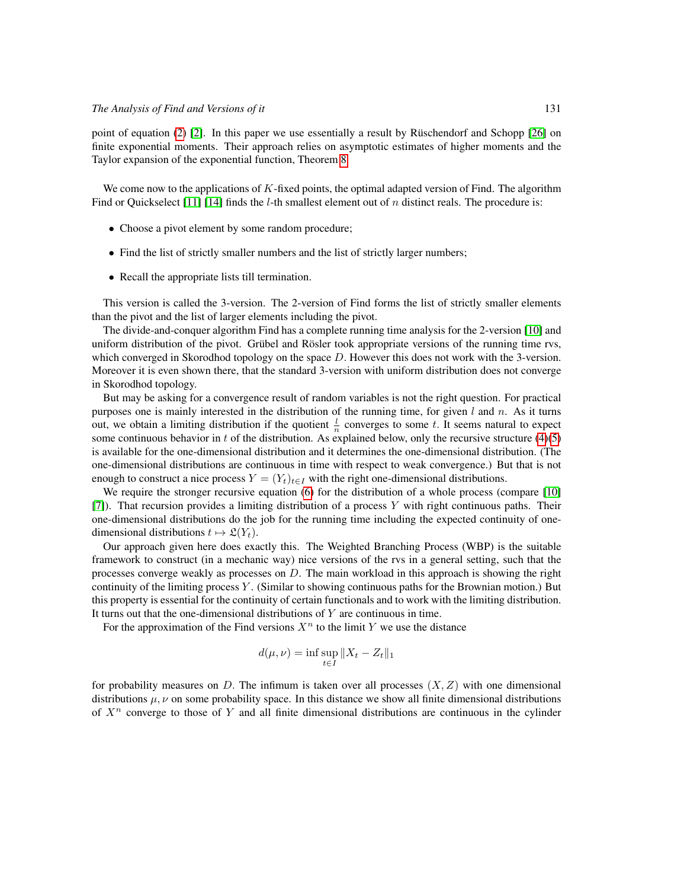point of equation (2) [2]. In this paper we use essentially a result by Rüschendorf and Schopp [26] on finite exponential moments. Their approach relies on asymptotic estimates of higher moments and the Taylor expansion of the exponential function, Theorem 8.

We come now to the applications of $K$-fixed points, the optimal adapted version of Find. The algorithm Find or Quickselect [11] [14] finds the $l$-th smallest element out of $n$ distinct reals. The procedure is:

- Choose a pivot element by some random procedure;
- Find the list of strictly smaller numbers and the list of strictly larger numbers;
- Recall the appropriate lists till termination.

This version is called the 3-version. The 2-version of Find forms the list of strictly smaller elements than the pivot and the list of larger elements including the pivot.

The divide-and-conquer algorithm Find has a complete running time analysis for the 2-version [10] and uniform distribution of the pivot. Grübel and Rösler took appropriate versions of the running time rvs, which converged in Skorodhod topology on the space $D$. However this does not work with the 3-version. Moreover it is even shown there, that the standard 3-version with uniform distribution does not converge in Skorodhod topology.

But may be asking for a convergence result of random variables is not the right question. For practical purposes one is mainly interested in the distribution of the running time, for given $l$ and $n$. As it turns out, we obtain a limiting distribution if the quotient $\frac{l}{n}$ converges to some $t$. It seems natural to expect some continuous behavior in $t$ of the distribution. As explained below, only the recursive structure (4)(5) is available for the one-dimensional distribution and it determines the one-dimensional distribution. (The one-dimensional distributions are continuous in time with respect to weak convergence.) But that is not enough to construct a nice process $Y = (Y_t)_{t \in I}$ with the right one-dimensional distributions.

We require the stronger recursive equation (6) for the distribution of a whole process (compare [10] [7]). That recursion provides a limiting distribution of a process $Y$ with right continuous paths. Their one-dimensional distributions do the job for the running time including the expected continuity of one-dimensional distributions $t \mapsto \mathfrak{L}(Y_t)$.

Our approach given here does exactly this. The Weighted Branching Process (WBP) is the suitable framework to construct (in a mechanic way) nice versions of the rvs in a general setting, such that the processes converge weakly as processes on $D$. The main workload in this approach is showing the right continuity of the limiting process $Y$. (Similar to showing continuous paths for the Brownian motion.) But this property is essential for the continuity of certain functionals and to work with the limiting distribution. It turns out that the one-dimensional distributions of $Y$ are continuous in time.

For the approximation of the Find versions $X^n$ to the limit $Y$ we use the distance

$$d(\mu, \nu) = \inf \sup_{t \in I} \|X_t - Z_t\|_1$$

for probability measures on $D$. The infimum is taken over all processes $(X, Z)$ with one dimensional distributions $\mu, \nu$ on some probability space. In this distance we show all finite dimensional distributions of $X^n$ converge to those of $Y$ and all finite dimensional distributions are continuous in the cylinder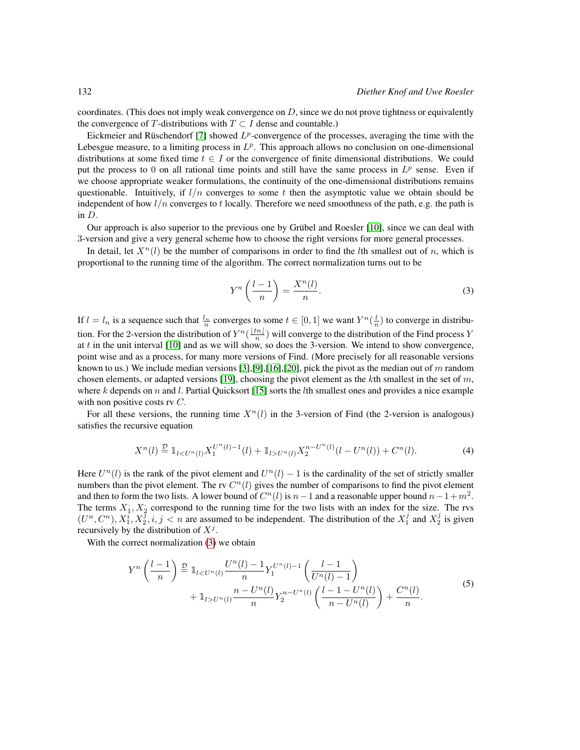coordinates. (This does not imply weak convergence on $D$, since we do not prove tightness or equivalently the convergence of $T$-distributions with $T \subset I$ dense and countable.)

Eickmeier and Rüschendorf [7] showed $L^p$-convergence of the processes, averaging the time with the Lebesgue measure, to a limiting process in $L^p$. This approach allows no conclusion on one-dimensional distributions at some fixed time $t \in I$ or the convergence of finite dimensional distributions. We could put the process to 0 on all rational time points and still have the same process in $L^p$ sense. Even if we choose appropriate weaker formulations, the continuity of the one-dimensional distributions remains questionable. Intuitively, if $l/n$ converges to some $t$ then the asymptotic value we obtain should be independent of how $l/n$ converges to $t$ locally. Therefore we need smoothness of the path, e.g. the path is in $D$.

Our approach is also superior to the previous one by Grübel and Roesler [10], since we can deal with 3-version and give a very general scheme how to choose the right versions for more general processes.

In detail, let $X^n(l)$ be the number of comparisons in order to find the $l$th smallest out of $n$, which is proportional to the running time of the algorithm. The correct normalization turns out to be

$$Y^n\left(\frac{l-1}{n}\right) = \frac{X^n(l)}{n}. \tag{3}$$

If $l = l_n$ is a sequence such that $\frac{l_n}{n}$ converges to some $t \in [0,1]$ we want $Y^n(\frac{l}{n})$ to converge in distribution. For the 2-version the distribution of $Y^n(\frac{\lfloor tn \rfloor}{n})$ will converge to the distribution of the Find process $Y$ at $t$ in the unit interval [10] and as we will show, so does the 3-version. We intend to show convergence, point wise and as a process, for many more versions of Find. (More precisely for all reasonable versions known to us.) We include median versions [3],[9],[16],[20], pick the pivot as the median out of $m$ random chosen elements, or adapted versions [19], choosing the pivot element as the $k$th smallest in the set of $m$, where $k$ depends on $n$ and $l$. Partial Quicksort [15] sorts the $l$th smallest ones and provides a nice example with non positive costs rv $C$.

For all these versions, the running time $X^n(l)$ in the 3-version of Find (the 2-version is analogous) satisfies the recursive equation

$$X^n(l) \stackrel{\mathcal{D}}{=} \mathbb{1}_{l<U^n(l)} X_1^{U^n(l)-1}(l) + \mathbb{1}_{l>U^n(l)} X_2^{n-U^n(l)}(l - U^n(l)) + C^n(l). \tag{4}$$

Here $U^n(l)$ is the rank of the pivot element and $U^n(l) - 1$ is the cardinality of the set of strictly smaller numbers than the pivot element. The rv $C^n(l)$ gives the number of comparisons to find the pivot element and then to form the two lists. A lower bound of $C^n(l)$ is $n-1$ and a reasonable upper bound $n-1+m^2$. The terms $X_1^{\cdot}, X_2^{\cdot}$ correspond to the running time for the two lists with an index for the size. The rvs $(U^n, C^n), X_1^i, X_2^j, i, j < n$ are assumed to be independent. The distribution of the $X_1^j$ and $X_2^j$ is given recursively by the distribution of $X^j$.

With the correct normalization (3) we obtain

$$\begin{aligned} Y^n\left(\frac{l-1}{n}\right) \stackrel{\mathcal{D}}{=} \mathbb{1}_{l<U^n(l)} & \frac{U^n(l)-1}{n} Y_1^{U^n(l)-1}\left(\frac{l-1}{U^n(l)-1}\right) \\ & + \mathbb{1}_{l>U^n(l)} \frac{n-U^n(l)}{n} Y_2^{n-U^n(l)}\left(\frac{l-1-U^n(l)}{n-U^n(l)}\right) + \frac{C^n(l)}{n}. \end{aligned} \tag{5}$$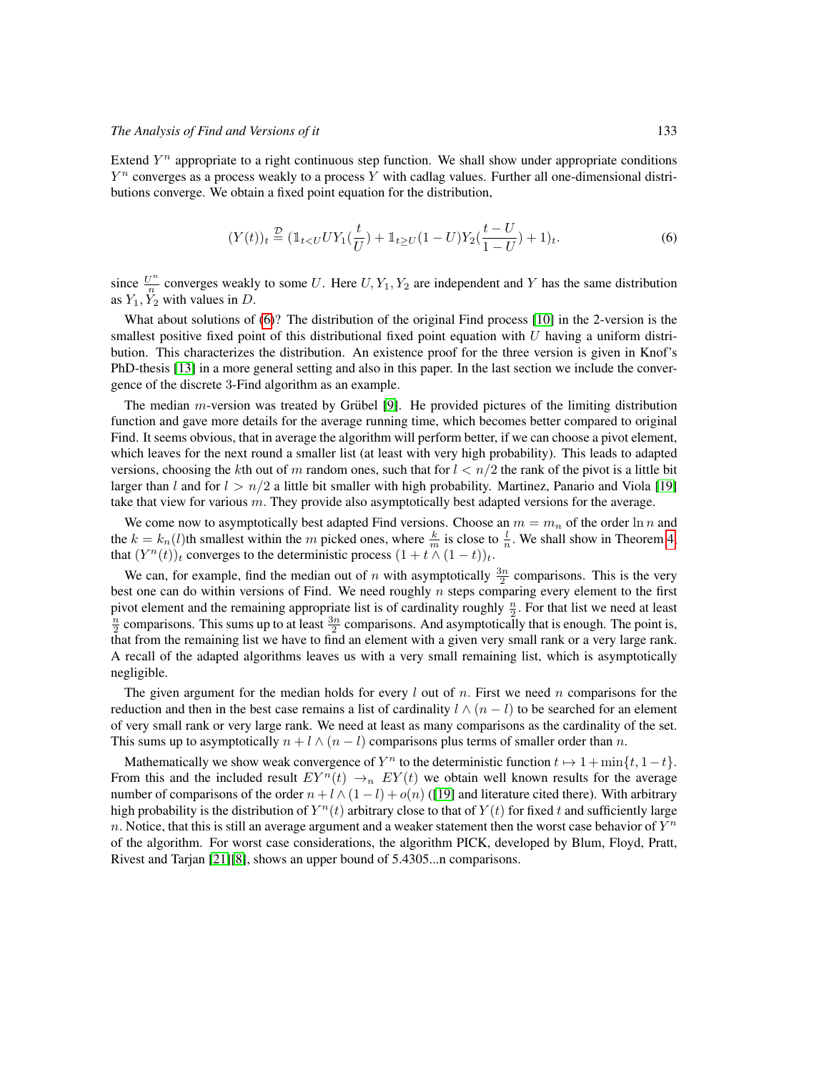Extend $Y^n$ appropriate to a right continuous step function. We shall show under appropriate conditions $Y^n$ converges as a process weakly to a process $Y$ with cadlag values. Further all one-dimensional distributions converge. We obtain a fixed point equation for the distribution,

$$(Y(t))_t \stackrel{\mathcal{D}}{=} (\mathbb{1}_{t<U} U Y_1(\frac{t}{U}) + \mathbb{1}_{t \geq U}(1-U) Y_2(\frac{t-U}{1-U}) + 1)_t. \tag{6}$$

since $\frac{U^n}{n}$ converges weakly to some $U$. Here $U, Y_1, Y_2$ are independent and $Y$ has the same distribution as $Y_1, Y_2$ with values in $D$.

What about solutions of (6)? The distribution of the original Find process [10] in the 2-version is the smallest positive fixed point of this distributional fixed point equation with $U$ having a uniform distribution. This characterizes the distribution. An existence proof for the three version is given in Knof's PhD-thesis [13] in a more general setting and also in this paper. In the last section we include the convergence of the discrete 3-Find algorithm as an example.

The median $m$-version was treated by Grübel [9]. He provided pictures of the limiting distribution function and gave more details for the average running time, which becomes better compared to original Find. It seems obvious, that in average the algorithm will perform better, if we can choose a pivot element, which leaves for the next round a smaller list (at least with very high probability). This leads to adapted versions, choosing the $k$th out of $m$ random ones, such that for $l < n/2$ the rank of the pivot is a little bit larger than $l$ and for $l > n/2$ a little bit smaller with high probability. Martinez, Panario and Viola [19] take that view for various $m$. They provide also asymptotically best adapted versions for the average.

We come now to asymptotically best adapted Find versions. Choose an $m = m_n$ of the order $\ln n$ and the $k = k_n(l)$th smallest within the $m$ picked ones, where $\frac{k}{m}$ is close to $\frac{l}{n}$. We shall show in Theorem 4, that $(Y^n(t))_t$ converges to the deterministic process $(1 + t \wedge (1-t))_t$.

We can, for example, find the median out of $n$ with asymptotically $\frac{3n}{2}$ comparisons. This is the very best one can do within versions of Find. We need roughly $n$ steps comparing every element to the first pivot element and the remaining appropriate list is of cardinality roughly $\frac{n}{2}$. For that list we need at least $\frac{n}{2}$ comparisons. This sums up to at least $\frac{3n}{2}$ comparisons. And asymptotically that is enough. The point is, that from the remaining list we have to find an element with a given very small rank or a very large rank. A recall of the adapted algorithms leaves us with a very small remaining list, which is asymptotically negligible.

The given argument for the median holds for every $l$ out of $n$. First we need $n$ comparisons for the reduction and then in the best case remains a list of cardinality $l \wedge (n-l)$ to be searched for an element of very small rank or very large rank. We need at least as many comparisons as the cardinality of the set. This sums up to asymptotically $n + l \wedge (n-l)$ comparisons plus terms of smaller order than $n$.

Mathematically we show weak convergence of $Y^n$ to the deterministic function $t \mapsto 1 + \min\{t, 1-t\}$. From this and the included result $EY^n(t) \to_n EY(t)$ we obtain well known results for the average number of comparisons of the order $n + l \wedge (1-l) + o(n)$ ([19] and literature cited there). With arbitrary high probability is the distribution of $Y^n(t)$ arbitrary close to that of $Y(t)$ for fixed $t$ and sufficiently large $n$. Notice, that this is still an average argument and a weaker statement then the worst case behavior of $Y^n$ of the algorithm. For worst case considerations, the algorithm PICK, developed by Blum, Floyd, Pratt, Rivest and Tarjan [21][8], shows an upper bound of 5.4305...n comparisons.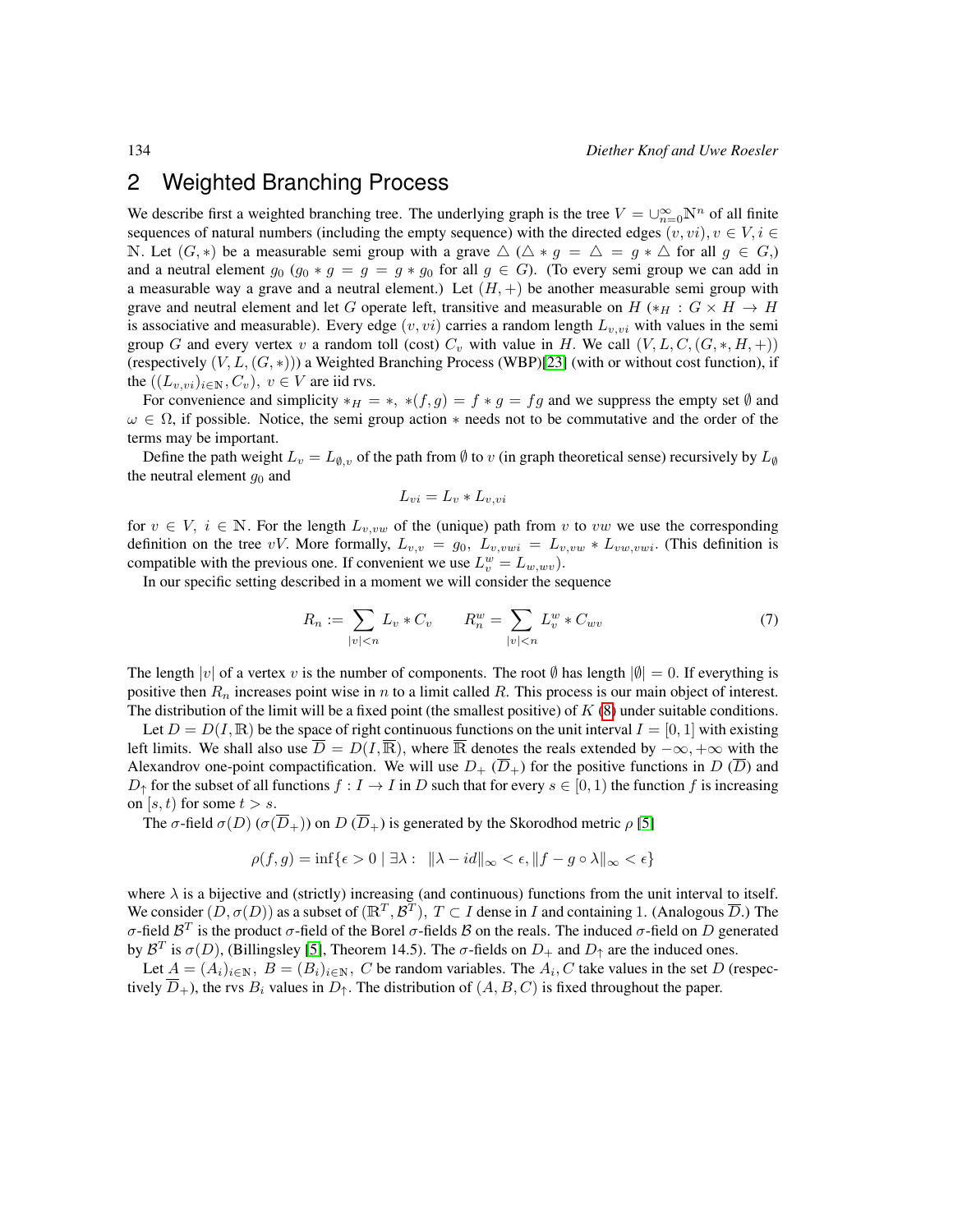## 2 Weighted Branching Process

We describe first a weighted branching tree. The underlying graph is the tree $V = \cup_{n=0}^{\infty} \mathbb{N}^n$ of all finite sequences of natural numbers (including the empty sequence) with the directed edges $(v, vi), v \in V, i \in \mathbb{N}$. Let $(G, *)$ be a measurable semi group with a grave $\triangle$ ($\triangle * g = \triangle = g * \triangle$ for all $g \in G$,) and a neutral element $g_0$ ($g_0 * g = g = g * g_0$ for all $g \in G$). (To every semi group we can add in a measurable way a grave and a neutral element.) Let $(H, +)$ be another measurable semi group with grave and neutral element and let $G$ operate left, transitive and measurable on $H$ ($*_H : G \times H \to H$ is associative and measurable). Every edge $(v, vi)$ carries a random length $L_{v,vi}$ with values in the semi group $G$ and every vertex $v$ a random toll (cost) $C_v$ with value in $H$. We call $(V, L, C, (G, *, H, +))$ (respectively $(V, L, (G, *))$) a Weighted Branching Process (WBP)[23] (with or without cost function), if the $((L_{v,vi})_{i\in\mathbb{N}}, C_v),\ v \in V$ are iid rvs.

For convenience and simplicity $*_H = *$, $*(f, g) = f * g = fg$ and we suppress the empty set $\emptyset$ and $\omega \in \Omega$, if possible. Notice, the semi group action $*$ needs not to be commutative and the order of the terms may be important.

Define the path weight $L_v = L_{\emptyset,v}$ of the path from $\emptyset$ to $v$ (in graph theoretical sense) recursively by $L_\emptyset$ the neutral element $g_0$ and

$$L_{vi} = L_v * L_{v,vi}$$

for $v \in V,\ i \in \mathbb{N}$. For the length $L_{v,vw}$ of the (unique) path from $v$ to $vw$ we use the corresponding definition on the tree $vV$. More formally, $L_{v,v} = g_0$, $L_{v,vwi} = L_{v,vw} * L_{vw,vwi}$. (This definition is compatible with the previous one. If convenient we use $L_v^w = L_{w,wv}$).

In our specific setting described in a moment we will consider the sequence

$$R_n := \sum_{|v|<n} L_v * C_v \qquad R_n^w = \sum_{|v|<n} L_v^w * C_{wv} \tag{7}$$

The length $|v|$ of a vertex $v$ is the number of components. The root $\emptyset$ has length $|\emptyset| = 0$. If everything is positive then $R_n$ increases point wise in $n$ to a limit called $R$. This process is our main object of interest. The distribution of the limit will be a fixed point (the smallest positive) of $K$ (8) under suitable conditions.

Let $D = D(I, \mathbb{R})$ be the space of right continuous functions on the unit interval $I = [0, 1]$ with existing left limits. We shall also use $\overline{D} = D(I, \overline{\mathbb{R}})$, where $\overline{\mathbb{R}}$ denotes the reals extended by $-\infty, +\infty$ with the Alexandrov one-point compactification. We will use $D_+$ ($\overline{D}_+$) for the positive functions in $D$ ($\overline{D}$) and $D_\uparrow$ for the subset of all functions $f : I \to I$ in $D$ such that for every $s \in [0, 1)$ the function $f$ is increasing on $[s, t)$ for some $t > s$.

The $\sigma$-field $\sigma(D)$ ($\sigma(\overline{D}_+)$) on $D$ ($\overline{D}_+$) is generated by the Skorodhod metric $\rho$ [5]

$$\rho(f, g) = \inf\{\epsilon > 0 \mid \exists \lambda : \ \ \|\lambda - id\|_\infty < \epsilon, \|f - g \circ \lambda\|_\infty < \epsilon\}$$

where $\lambda$ is a bijective and (strictly) increasing (and continuous) functions from the unit interval to itself. We consider $(D, \sigma(D))$ as a subset of $(\mathbb{R}^T, \mathcal{B}^T)$, $T \subset I$ dense in $I$ and containing 1. (Analogous $\overline{D}$.) The $\sigma$-field $\mathcal{B}^T$ is the product $\sigma$-field of the Borel $\sigma$-fields $\mathcal{B}$ on the reals. The induced $\sigma$-field on $D$ generated by $\mathcal{B}^T$ is $\sigma(D)$, (Billingsley [5], Theorem 14.5). The $\sigma$-fields on $D_+$ and $D_\uparrow$ are the induced ones.

Let $A = (A_i)_{i\in\mathbb{N}},\ B = (B_i)_{i\in\mathbb{N}},\ C$ be random variables. The $A_i, C$ take values in the set $D$ (respectively $\overline{D}_+$), the rvs $B_i$ values in $D_\uparrow$. The distribution of $(A, B, C)$ is fixed throughout the paper.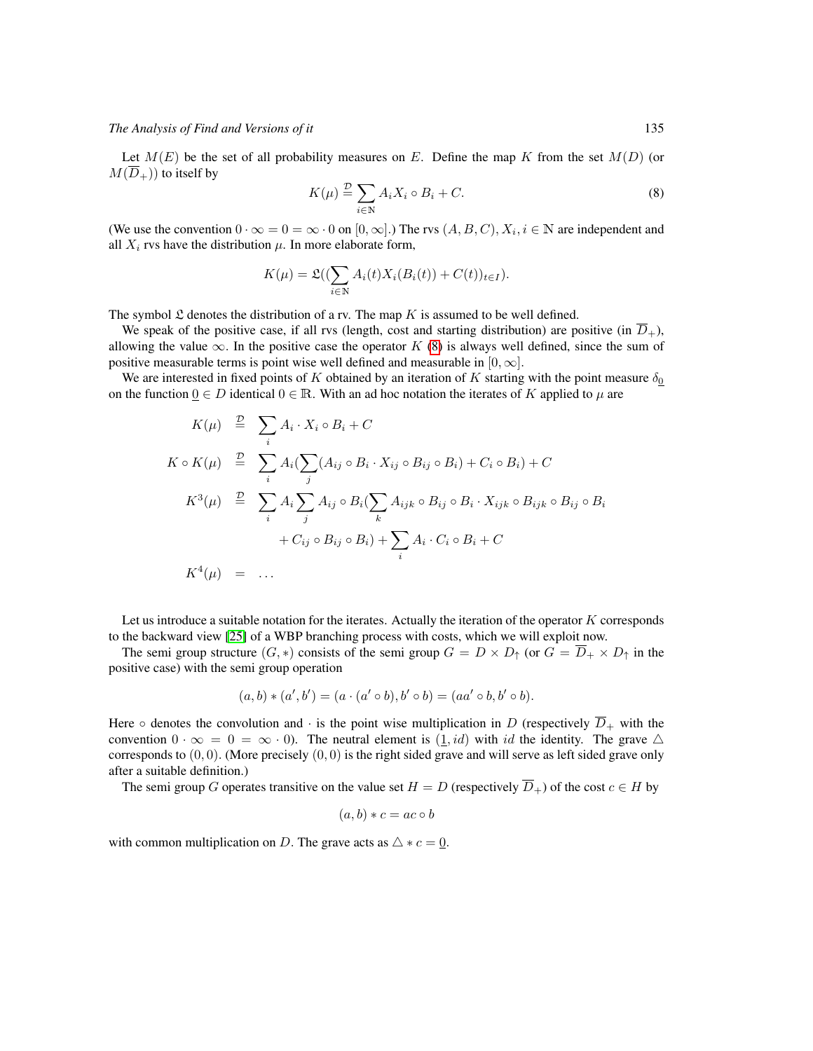Let $M(E)$ be the set of all probability measures on $E$. Define the map $K$ from the set $M(D)$ (or $M(\overline{D}_+)$) to itself by

$$K(\mu) \stackrel{\mathcal{D}}{=} \sum_{i \in \mathbb{N}} A_i X_i \circ B_i + C. \tag{8}$$

(We use the convention $0 \cdot \infty = 0 = \infty \cdot 0$ on $[0, \infty]$.) The rvs $(A, B, C), X_i, i \in \mathbb{N}$ are independent and all $X_i$ rvs have the distribution $\mu$. In more elaborate form,

$$K(\mu) = \mathfrak{L}((\sum_{i \in \mathbb{N}} A_i(t) X_i(B_i(t)) + C(t))_{t \in I}).$$

The symbol $\mathfrak{L}$ denotes the distribution of a rv. The map $K$ is assumed to be well defined.

We speak of the positive case, if all rvs (length, cost and starting distribution) are positive (in $\overline{D}_+$), allowing the value $\infty$. In the positive case the operator $K$ (8) is always well defined, since the sum of positive measurable terms is point wise well defined and measurable in $[0, \infty]$.

We are interested in fixed points of $K$ obtained by an iteration of $K$ starting with the point measure $\delta_{\underline{0}}$ on the function $\underline{0} \in D$ identical $0 \in \mathbb{R}$. With an ad hoc notation the iterates of $K$ applied to $\mu$ are

$$\begin{aligned}
K(\mu) &\stackrel{\mathcal{D}}{=} \sum_i A_i \cdot X_i \circ B_i + C \\
K \circ K(\mu) &\stackrel{\mathcal{D}}{=} \sum_i A_i (\sum_j (A_{ij} \circ B_i \cdot X_{ij} \circ B_{ij} \circ B_i) + C_i \circ B_i) + C \\
K^3(\mu) &\stackrel{\mathcal{D}}{=} \sum_i A_i \sum_j A_{ij} \circ B_i (\sum_k A_{ijk} \circ B_{ij} \circ B_i \cdot X_{ijk} \circ B_{ijk} \circ B_{ij} \circ B_i \\
&\qquad + C_{ij} \circ B_{ij} \circ B_i) + \sum_i A_i \cdot C_i \circ B_i + C \\
K^4(\mu) &= \ldots
\end{aligned}$$

Let us introduce a suitable notation for the iterates. Actually the iteration of the operator $K$ corresponds to the backward view [25] of a WBP branching process with costs, which we will exploit now.

The semi group structure $(G, *)$ consists of the semi group $G = D \times D_\uparrow$ (or $G = \overline{D}_+ \times D_\uparrow$ in the positive case) with the semi group operation

$$(a, b) * (a', b') = (a \cdot (a' \circ b), b' \circ b) = (aa' \circ b, b' \circ b).$$

Here $\circ$ denotes the convolution and $\cdot$ is the point wise multiplication in $D$ (respectively $\overline{D}_+$ with the convention $0 \cdot \infty = 0 = \infty \cdot 0$). The neutral element is $(\underline{1}, id)$ with $id$ the identity. The grave $\triangle$ corresponds to $(0, 0)$. (More precisely $(0, 0)$ is the right sided grave and will serve as left sided grave only after a suitable definition.)

The semi group $G$ operates transitive on the value set $H = D$ (respectively $\overline{D}_+$) of the cost $c \in H$ by

$$(a, b) * c = ac \circ b$$

with common multiplication on $D$. The grave acts as $\triangle * c = \underline{0}$.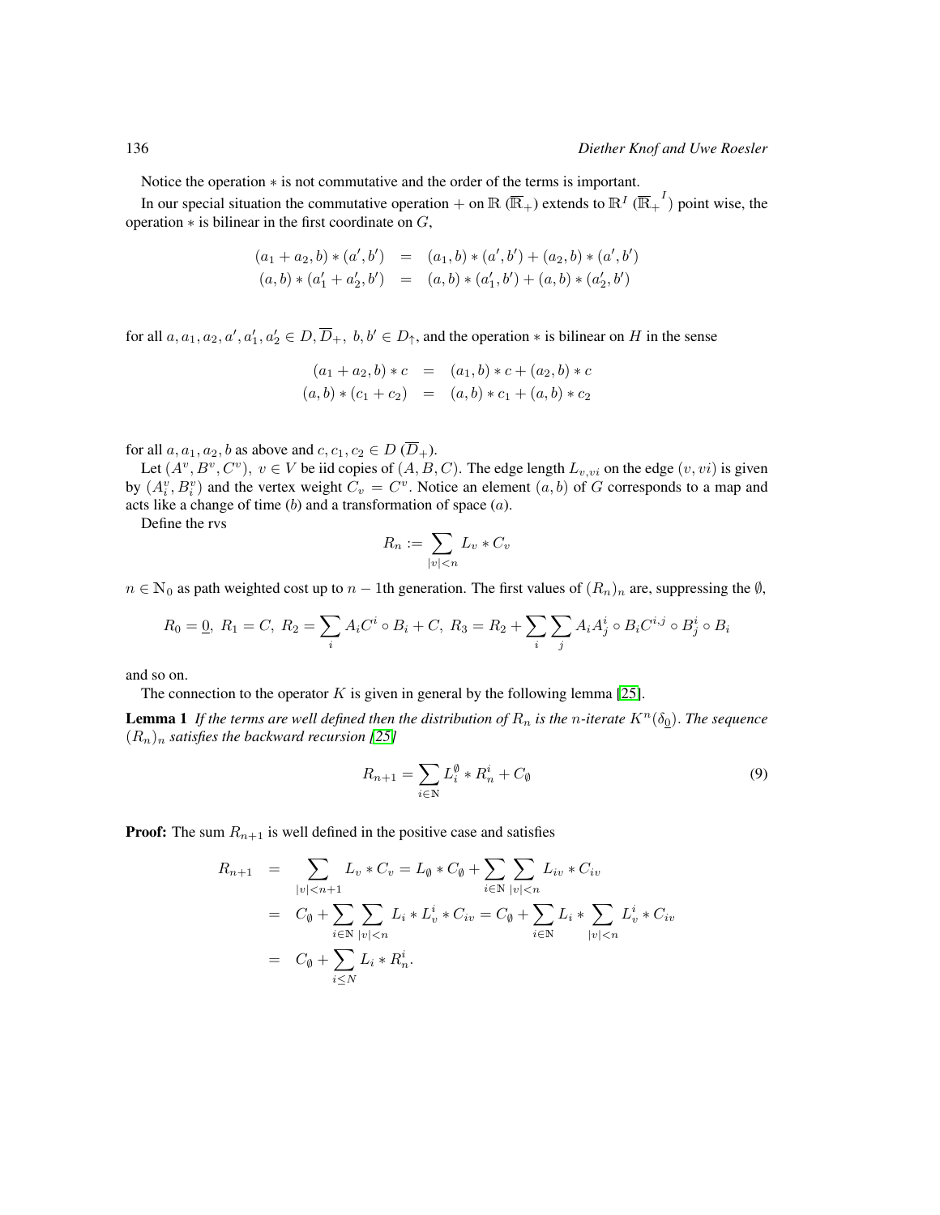Notice the operation $*$ is not commutative and the order of the terms is important.

In our special situation the commutative operation $+$ on $\mathbb{R}$ ($\overline{\mathbb{R}}_+$) extends to $\mathbb{R}^I$ ($\overline{\mathbb{R}}_+{}^I$) point wise, the operation $*$ is bilinear in the first coordinate on $G$,

$$
\begin{aligned}
(a_1 + a_2, b) * (a', b') &= (a_1, b) * (a', b') + (a_2, b) * (a', b') \\
(a, b) * (a'_1 + a'_2, b') &= (a, b) * (a'_1, b') + (a, b) * (a'_2, b')
\end{aligned}
$$

for all $a, a_1, a_2, a', a'_1, a'_2 \in D, \overline{D}_+,\ b, b' \in D_\uparrow$, and the operation $*$ is bilinear on $H$ in the sense

$$
\begin{aligned}
(a_1 + a_2, b) * c &= (a_1, b) * c + (a_2, b) * c \\
(a, b) * (c_1 + c_2) &= (a, b) * c_1 + (a, b) * c_2
\end{aligned}
$$

for all $a, a_1, a_2, b$ as above and $c, c_1, c_2 \in D$ ($\overline{D}_+$).

Let $(A^v, B^v, C^v),\ v \in V$ be iid copies of $(A, B, C)$. The edge length $L_{v,vi}$ on the edge $(v, vi)$ is given by $(A_i^v, B_i^v)$ and the vertex weight $C_v = C^v$. Notice an element $(a, b)$ of $G$ corresponds to a map and acts like a change of time ($b$) and a transformation of space ($a$).

Define the rvs

$$
R_n := \sum_{|v| < n} L_v * C_v
$$

$n \in \mathbb{N}_0$ as path weighted cost up to $n-1$th generation. The first values of $(R_n)_n$ are, suppressing the $\emptyset$,

$$
R_0 = \underline{0},\ R_1 = C,\ R_2 = \sum_i A_i C^i \circ B_i + C,\ R_3 = R_2 + \sum_i \sum_j A_i A_j^i \circ B_i C^{i,j} \circ B_j^i \circ B_i
$$

and so on.

The connection to the operator $K$ is given in general by the following lemma [25].

**Lemma 1** *If the terms are well defined then the distribution of $R_n$ is the $n$-iterate $K^n(\delta_{\underline{0}})$. The sequence $(R_n)_n$ satisfies the backward recursion [25]*

$$
R_{n+1} = \sum_{i \in \mathbb{N}} L_i^{\emptyset} * R_n^i + C_{\emptyset} \tag{9}
$$

**Proof:** The sum $R_{n+1}$ is well defined in the positive case and satisfies

$$
\begin{aligned}
R_{n+1} &= \sum_{|v| < n+1} L_v * C_v = L_{\emptyset} * C_{\emptyset} + \sum_{i \in \mathbb{N}} \sum_{|v| < n} L_{iv} * C_{iv} \\
&= C_{\emptyset} + \sum_{i \in \mathbb{N}} \sum_{|v| < n} L_i * L_v^i * C_{iv} = C_{\emptyset} + \sum_{i \in \mathbb{N}} L_i * \sum_{|v| < n} L_v^i * C_{iv} \\
&= C_{\emptyset} + \sum_{i \leq N} L_i * R_n^i.
\end{aligned}
$$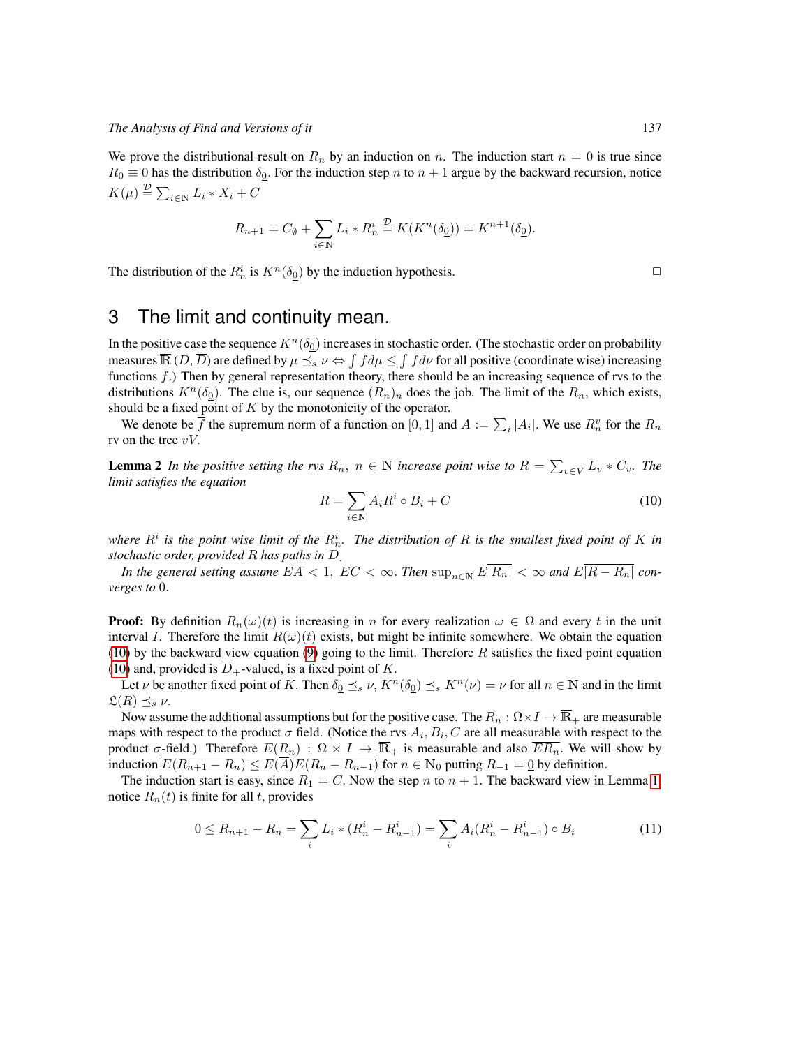We prove the distributional result on $R_n$ by an induction on $n$. The induction start $n = 0$ is true since $R_0 \equiv 0$ has the distribution $\delta_{\underline{0}}$. For the induction step $n$ to $n+1$ argue by the backward recursion, notice $K(\mu) \stackrel{\mathcal{D}}{=} \sum_{i\in\mathbb{N}} L_i * X_i + C$

$$R_{n+1} = C_\emptyset + \sum_{i\in\mathbb{N}} L_i * R_n^i \stackrel{\mathcal{D}}{=} K(K^n(\delta_{\underline{0}})) = K^{n+1}(\delta_{\underline{0}}).$$

The distribution of the $R_n^i$ is $K^n(\delta_{\underline{0}})$ by the induction hypothesis. □

## 3 The limit and continuity mean.

In the positive case the sequence $K^n(\delta_{\underline{0}})$ increases in stochastic order. (The stochastic order on probability measures $\overline{\mathbb{R}}$ $(D, \overline{D})$ are defined by $\mu \preceq_s \nu \Leftrightarrow \int f d\mu \leq \int f d\nu$ for all positive (coordinate wise) increasing functions $f$.) Then by general representation theory, there should be an increasing sequence of rvs to the distributions $K^n(\delta_{\underline{0}})$. The clue is, our sequence $(R_n)_n$ does the job. The limit of the $R_n$, which exists, should be a fixed point of $K$ by the monotonicity of the operator.

We denote be $\overline{f}$ the supremum norm of a function on $[0,1]$ and $A := \sum_i |A_i|$. We use $R_n^v$ for the $R_n$ rv on the tree $vV$.

**Lemma 2** *In the positive setting the rvs $R_n$, $n \in \mathbb{N}$ increase point wise to $R = \sum_{v\in V} L_v * C_v$. The limit satisfies the equation*

$$R = \sum_{i\in\mathbb{N}} A_i R^i \circ B_i + C \tag{10}$$

*where $R^i$ is the point wise limit of the $R_n^i$. The distribution of $R$ is the smallest fixed point of $K$ in stochastic order, provided $R$ has paths in $\overline{D}$.*

*In the general setting assume $E\overline{A} < 1$, $E\overline{C} < \infty$. Then $\sup_{n\in\mathbb{N}} E\overline{|R_n|} < \infty$ and $E\overline{|R - R_n|}$ converges to 0.*

**Proof:** By definition $R_n(\omega)(t)$ is increasing in $n$ for every realization $\omega \in \Omega$ and every $t$ in the unit interval $I$. Therefore the limit $R(\omega)(t)$ exists, but might be infinite somewhere. We obtain the equation (10) by the backward view equation (9) going to the limit. Therefore $R$ satisfies the fixed point equation (10) and, provided is $\overline{D}_+$-valued, is a fixed point of $K$.

Let $\nu$ be another fixed point of $K$. Then $\delta_{\underline{0}} \preceq_s \nu$, $K^n(\delta_{\underline{0}}) \preceq_s K^n(\nu) = \nu$ for all $n \in \mathbb{N}$ and in the limit $\mathfrak{L}(R) \preceq_s \nu$.

Now assume the additional assumptions but for the positive case. The $R_n : \Omega \times I \to \overline{\mathbb{R}}_+$ are measurable maps with respect to the product $\sigma$ field. (Notice the rvs $A_i, B_i, C$ are all measurable with respect to the product $\sigma$-field.) Therefore $E(R_n) : \Omega \times I \to \overline{\mathbb{R}}_+$ is measurable and also $\overline{ER_n}$. We will show by induction $\overline{E(R_{n+1} - R_n)} \leq E(\overline{A})\overline{E(R_n - R_{n-1})}$ for $n \in \mathbb{N}_0$ putting $R_{-1} = \underline{0}$ by definition.

The induction start is easy, since $R_1 = C$. Now the step $n$ to $n+1$. The backward view in Lemma 1, notice $R_n(t)$ is finite for all $t$, provides

$$0 \leq R_{n+1} - R_n = \sum_i L_i * (R_n^i - R_{n-1}^i) = \sum_i A_i (R_n^i - R_{n-1}^i) \circ B_i \tag{11}$$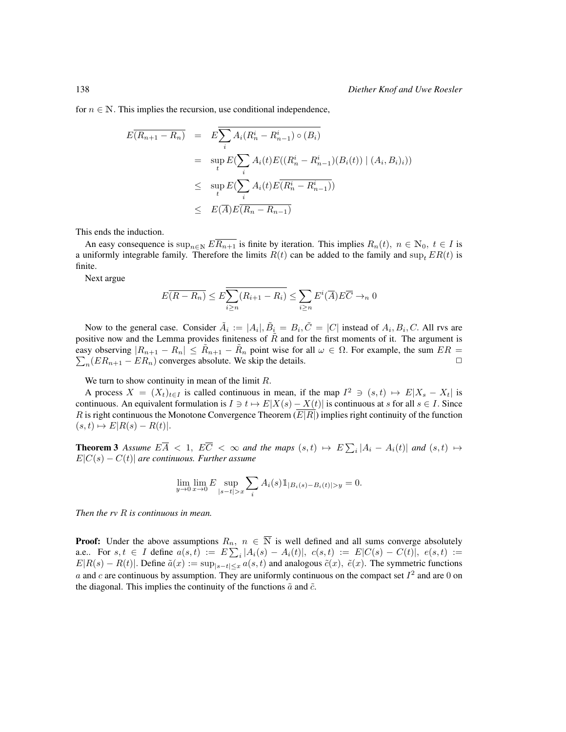for $n \in \mathbb{N}$. This implies the recursion, use conditional independence,

$$
\begin{aligned}
E\overline{(R_{n+1} - R_n)} &= E\overline{\sum_i A_i(R_n^i - R_{n-1}^i) \circ (B_i)} \\
&= \sup_t E(\sum_i A_i(t) E((R_n^i - R_{n-1}^i)(B_i(t)) \mid (A_i, B_i)_i)) \\
&\leq \sup_t E(\sum_i A_i(t) E\overline{(R_n^i - R_{n-1}^i)}) \\
&\leq E(\overline{A}) E\overline{(R_n - R_{n-1})}
\end{aligned}
$$

This ends the induction.

An easy consequence is $\sup_{n \in \mathbb{N}} E\overline{R_{n+1}}$ is finite by iteration. This implies $R_n(t),\ n \in \mathbb{N}_0,\ t \in I$ is a uniformly integrable family. Therefore the limits $R(t)$ can be added to the family and $\sup_t ER(t)$ is finite.

Next argue

$$
E\overline{(R - R_n)} \leq E\overline{\sum_{i \geq n}(R_{i+1} - R_i)} \leq \sum_{i \geq n} E^i(\overline{A}) E\overline{C} \to_n 0
$$

Now to the general case. Consider $\tilde{A}_i := |A_i|, \tilde{B}_i = B_i, \tilde{C} = |C|$ instead of $A_i, B_i, C$. All rvs are positive now and the Lemma provides finiteness of $\tilde{R}$ and for the first moments of it. The argument is easy observing $|R_{n+1} - R_n| \leq \tilde{R}_{n+1} - \tilde{R}_n$ point wise for all $\omega \in \Omega$. For example, the sum $ER = \sum_n (ER_{n+1} - ER_n)$ converges absolute. We skip the details. $\square$

We turn to show continuity in mean of the limit $R$.

A process $X = (X_t)_{t \in I}$ is called continuous in mean, if the map $I^2 \ni (s,t) \mapsto E|X_s - X_t|$ is continuous. An equivalent formulation is $I \ni t \mapsto E|X(s) - X(t)|$ is continuous at $s$ for all $s \in I$. Since $R$ is right continuous the Monotone Convergence Theorem ($\overline{E|R|}$) implies right continuity of the function $(s,t) \mapsto E|R(s) - R(t)|$.

**Theorem 3** *Assume $E\overline{A} < 1$, $E\overline{C} < \infty$ and the maps $(s,t) \mapsto E\sum_i |A_i - A_i(t)|$ and $(s,t) \mapsto E|C(s) - C(t)|$ are continuous. Further assume*

$$
\lim_{y \to 0} \lim_{x \to 0} E \sup_{|s-t|>x} \sum_i A_i(s) \mathbb{1}_{|B_i(s) - B_i(t)|>y} = 0.
$$

*Then the rv $R$ is continuous in mean.*

**Proof:** Under the above assumptions $R_n,\ n \in \overline{\mathbb{N}}$ is well defined and all sums converge absolutely a.e.. For $s,t \in I$ define $a(s,t) := E\sum_i |A_i(s) - A_i(t)|,\ c(s,t) := E|C(s) - C(t)|,\ e(s,t) := E|R(s) - R(t)|$. Define $\tilde{a}(x) := \sup_{|s-t| \leq x} a(s,t)$ and analogous $\tilde{c}(x),\ \tilde{e}(x)$. The symmetric functions $a$ and $c$ are continuous by assumption. They are uniformly continuous on the compact set $I^2$ and are 0 on the diagonal. This implies the continuity of the functions $\tilde{a}$ and $\tilde{c}$.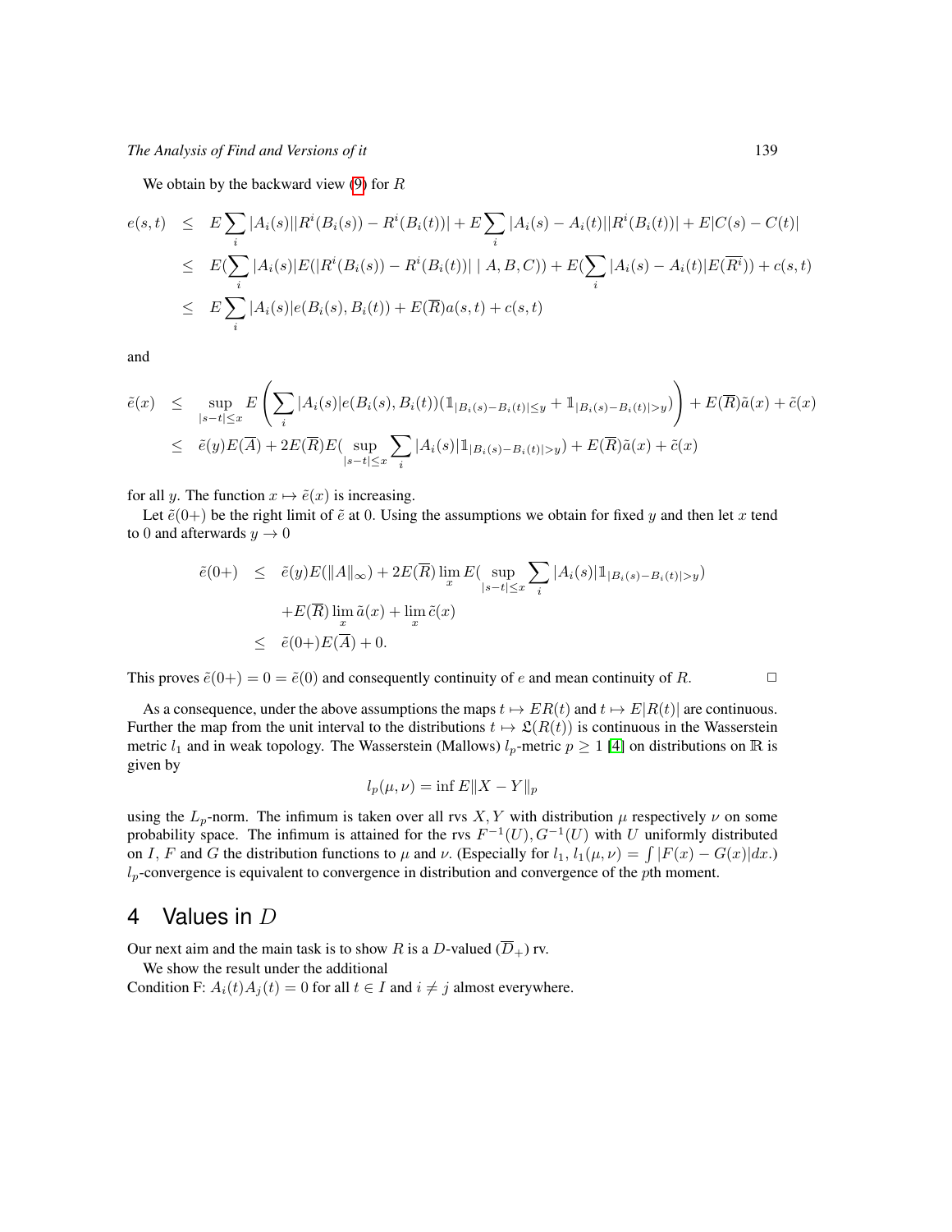We obtain by the backward view (9) for $R$

$$
\begin{aligned}
e(s,t) &\leq E\sum_i |A_i(s)||R^i(B_i(s)) - R^i(B_i(t))| + E\sum_i |A_i(s) - A_i(t)||R^i(B_i(t))| + E|C(s) - C(t)| \\
&\leq E(\sum_i |A_i(s)|E(|R^i(B_i(s)) - R^i(B_i(t))| \mid A, B, C)) + E(\sum_i |A_i(s) - A_i(t)|E(\overline{R^i})) + c(s,t) \\
&\leq E\sum_i |A_i(s)|e(B_i(s), B_i(t)) + E(\overline{R})a(s,t) + c(s,t)
\end{aligned}
$$

and

$$
\begin{aligned}
\tilde{e}(x) &\leq \sup_{|s-t|\leq x} E\left(\sum_i |A_i(s)|e(B_i(s), B_i(t))(\mathbb{1}_{|B_i(s)-B_i(t)|\leq y} + \mathbb{1}_{|B_i(s)-B_i(t)|>y})\right) + E(\overline{R})\tilde{a}(x) + \tilde{c}(x) \\
&\leq \tilde{e}(y)E(\overline{A}) + 2E(\overline{R})E(\sup_{|s-t|\leq x}\sum_i |A_i(s)|\mathbb{1}_{|B_i(s)-B_i(t)|>y}) + E(\overline{R})\tilde{a}(x) + \tilde{c}(x)
\end{aligned}
$$

for all $y$. The function $x \mapsto \tilde{e}(x)$ is increasing.

Let $\tilde{e}(0+)$ be the right limit of $\tilde{e}$ at $0$. Using the assumptions we obtain for fixed $y$ and then let $x$ tend to $0$ and afterwards $y \to 0$

$$
\begin{aligned}
\tilde{e}(0+) &\leq \tilde{e}(y)E(\|A\|_\infty) + 2E(\overline{R})\lim_x E(\sup_{|s-t|\leq x}\sum_i |A_i(s)|\mathbb{1}_{|B_i(s)-B_i(t)|>y}) \\
&\quad + E(\overline{R})\lim_x \tilde{a}(x) + \lim_x \tilde{c}(x) \\
&\leq \tilde{e}(0+)E(\overline{A}) + 0.
\end{aligned}
$$

This proves $\tilde{e}(0+) = 0 = \tilde{e}(0)$ and consequently continuity of $e$ and mean continuity of $R$. □

As a consequence, under the above assumptions the maps $t \mapsto ER(t)$ and $t \mapsto E|R(t)|$ are continuous. Further the map from the unit interval to the distributions $t \mapsto \mathfrak{L}(R(t))$ is continuous in the Wasserstein metric $l_1$ and in weak topology. The Wasserstein (Mallows) $l_p$-metric $p \geq 1$ [4] on distributions on $\mathbb{R}$ is given by

$$
l_p(\mu, \nu) = \inf E\|X - Y\|_p
$$

using the $L_p$-norm. The infimum is taken over all rvs $X, Y$ with distribution $\mu$ respectively $\nu$ on some probability space. The infimum is attained for the rvs $F^{-1}(U), G^{-1}(U)$ with $U$ uniformly distributed on $I$, $F$ and $G$ the distribution functions to $\mu$ and $\nu$. (Especially for $l_1$, $l_1(\mu,\nu) = \int |F(x) - G(x)|dx$.) $l_p$-convergence is equivalent to convergence in distribution and convergence of the $p$th moment.

## 4 Values in $D$

Our next aim and the main task is to show $R$ is a $D$-valued ($\overline{D}_+$) rv.

We show the result under the additional
Condition F: $A_i(t)A_j(t) = 0$ for all $t \in I$ and $i \neq j$ almost everywhere.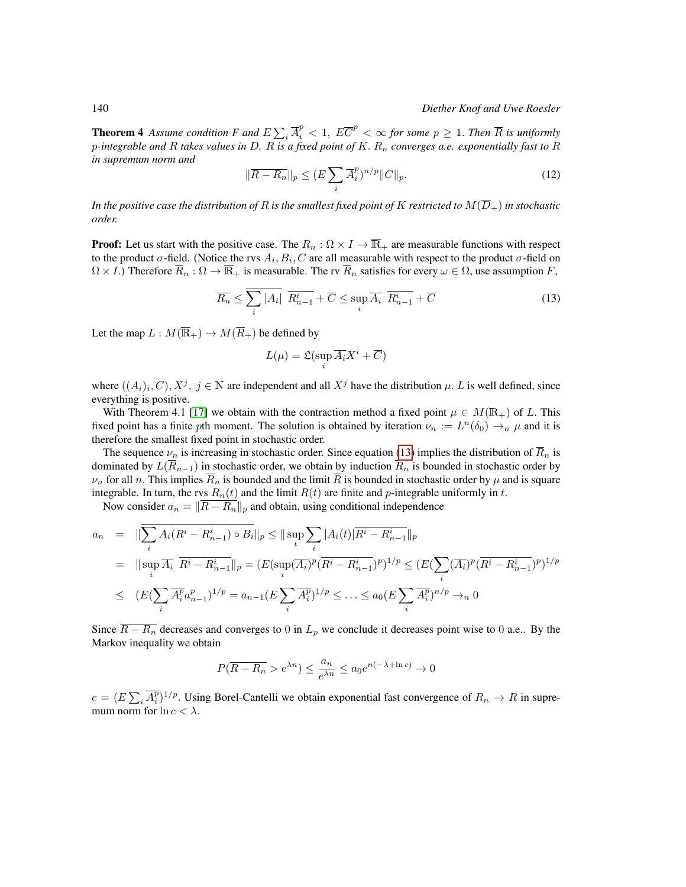**Theorem 4** *Assume condition F and $E\sum_i \overline{A}_i^p < 1,\ E\overline{C}^p < \infty$ for some $p \geq 1$. Then $\overline{R}$ is uniformly $p$-integrable and $R$ takes values in $D$. $R$ is a fixed point of $K$. $R_n$ converges a.e. exponentially fast to $R$ in supremum norm and*

$$\|\overline{R - R_n}\|_p \leq (E\sum_i \overline{A}_i^p)^{n/p}\|C\|_p. \tag{12}$$

*In the positive case the distribution of $R$ is the smallest fixed point of $K$ restricted to $M(\overline{D}_+)$ in stochastic order.*

**Proof:** Let us start with the positive case. The $R_n : \Omega \times I \to \overline{\mathbb{R}}_+$ are measurable functions with respect to the product $\sigma$-field. (Notice the rvs $A_i, B_i, C$ are all measurable with respect to the product $\sigma$-field on $\Omega \times I$.) Therefore $\overline{R}_n : \Omega \to \overline{\mathbb{R}}_+$ is measurable. The rv $\overline{R}_n$ satisfies for every $\omega \in \Omega$, use assumption $F$,

$$\overline{R_n} \leq \overline{\sum_i |A_i|}\ \overline{R_{n-1}^i} + \overline{C} \leq \sup_i \overline{A_i}\ \overline{R_{n-1}^i} + \overline{C} \tag{13}$$

Let the map $L : M(\overline{\mathbb{R}}_+) \to M(\overline{R}_+)$ be defined by

$$L(\mu) = \mathfrak{L}(\sup_i \overline{A}_i X^i + \overline{C})$$

where $((A_i)_i, C), X^j,\ j \in \mathbb{N}$ are independent and all $X^j$ have the distribution $\mu$. $L$ is well defined, since everything is positive.

With Theorem 4.1 [17] we obtain with the contraction method a fixed point $\mu \in M(\mathbb{R}_+)$ of $L$. This fixed point has a finite $p$th moment. The solution is obtained by iteration $\nu_n := L^n(\delta_0) \to_n \mu$ and it is therefore the smallest fixed point in stochastic order.

The sequence $\nu_n$ is increasing in stochastic order. Since equation (13) implies the distribution of $\overline{R}_n$ is dominated by $L(\overline{R}_{n-1})$ in stochastic order, we obtain by induction $\overline{R}_n$ is bounded in stochastic order by $\nu_n$ for all $n$. This implies $\overline{R}_n$ is bounded and the limit $\overline{R}$ is bounded in stochastic order by $\mu$ and is square integrable. In turn, the rvs $R_n(t)$ and the limit $R(t)$ are finite and $p$-integrable uniformly in $t$.

Now consider $a_n = \|\overline{R - R_n}\|_p$ and obtain, using conditional independence

$$\begin{aligned}
a_n &= \|\overline{\sum_i A_i(R^i - R_{n-1}^i) \circ B_i}\|_p \leq \|\sup_t \sum_i |A_i(t)|\overline{R^i - R_{n-1}^i}\|_p \\
&= \|\sup_i \overline{A}_i\ \overline{R^i - R_{n-1}^i}\|_p = (E(\sup_i (\overline{A}_i)^p (\overline{R^i - R_{n-1}^i})^p)^{1/p} \leq (E(\sum_i (\overline{A}_i)^p (\overline{R^i - R_{n-1}^i})^p)^{1/p} \\
&\leq (E(\sum_i \overline{A}_i^p a_{n-1}^p)^{1/p} = a_{n-1}(E\sum_i \overline{A_i^p})^{1/p} \leq \ldots \leq a_0(E\sum_i \overline{A_i^p})^{n/p} \to_n 0
\end{aligned}$$

Since $\overline{R - R_n}$ decreases and converges to $0$ in $L_p$ we conclude it decreases point wise to $0$ a.e.. By the Markov inequality we obtain

$$P(\overline{R - R_n} > e^{\lambda n}) \leq \frac{a_n}{e^{\lambda n}} \leq a_0 e^{n(-\lambda + \ln c)} \to 0$$

$c = (E\sum_i \overline{A_i^p})^{1/p}$. Using Borel-Cantelli we obtain exponential fast convergence of $R_n \to R$ in supremum norm for $\ln c < \lambda$.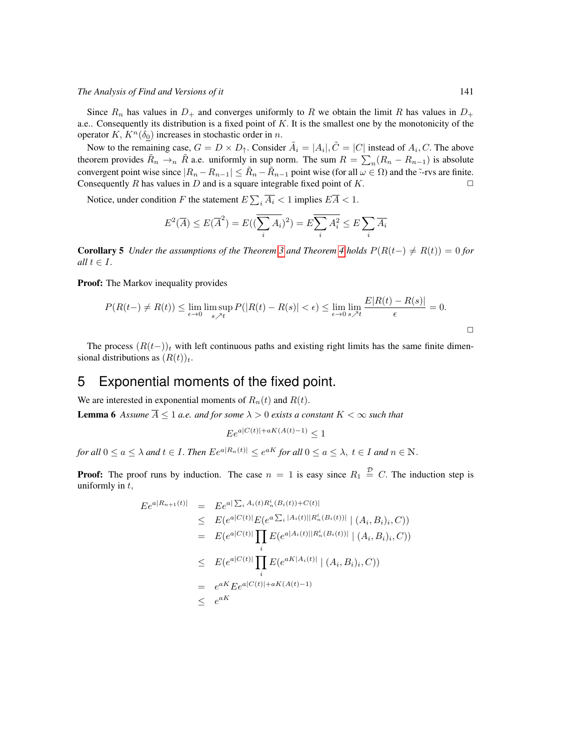Since $R_n$ has values in $D_+$ and converges uniformly to $R$ we obtain the limit $R$ has values in $D_+$ a.e.. Consequently its distribution is a fixed point of $K$. It is the smallest one by the monotonicity of the operator $K$, $K^n(\delta_{\underline{0}})$ increases in stochastic order in $n$.

Now to the remaining case, $G = D \times D_\uparrow$. Consider $\tilde{A}_i = |A_i|, \tilde{C} = |C|$ instead of $A_i, C$. The above theorem provides $\tilde{R}_n \to_n \tilde{R}$ a.e. uniformly in sup norm. The sum $R = \sum_n (R_n - R_{n-1})$ is absolute convergent point wise since $|R_n - R_{n-1}| \leq \tilde{R}_n - \tilde{R}_{n-1}$ point wise (for all $\omega \in \Omega$) and the $\tilde{\cdot}$-rvs are finite. Consequently $R$ has values in $D$ and is a square integrable fixed point of $K$. □

Notice, under condition $F$ the statement $E\sum_i \overline{A_i} < 1$ implies $E\overline{A} < 1$.

$$E^2(\overline{A}) \leq E(\overline{A}^2) = E((\overline{\sum_i A_i})^2) = E\overline{\sum_i A_i^2} \leq E\sum_i \overline{A_i}$$

**Corollary 5** *Under the assumptions of the Theorem 3 and Theorem 4 holds $P(R(t-) \neq R(t)) = 0$ for all $t \in I$.*

**Proof:** The Markov inequality provides

$$P(R(t-) \neq R(t)) \leq \lim_{\epsilon \to 0} \limsup_{s \nearrow t} P(|R(t) - R(s)| < \epsilon) \leq \lim_{\epsilon \to 0} \lim_{s \nearrow t} \frac{E|R(t) - R(s)|}{\epsilon} = 0.$$

□

The process $(R(t-))_t$ with left continuous paths and existing right limits has the same finite dimensional distributions as $(R(t))_t$.

# 5 Exponential moments of the fixed point.

We are interested in exponential moments of $R_n(t)$ and $R(t)$.

**Lemma 6** *Assume $\overline{A} \leq 1$ a.e. and for some $\lambda > 0$ exists a constant $K < \infty$ such that*

$$Ee^{a|C(t)| + aK(A(t)-1)} \leq 1$$

*for all $0 \leq a \leq \lambda$ and $t \in I$. Then $Ee^{a|R_n(t)|} \leq e^{aK}$ for all $0 \leq a \leq \lambda$, $t \in I$ and $n \in \mathbb{N}$.*

**Proof:** The proof runs by induction. The case $n = 1$ is easy since $R_1 \stackrel{\mathcal{D}}{=} C$. The induction step is uniformly in $t$,

$$\begin{aligned}
Ee^{a|R_{n+1}(t)|} &= Ee^{a|\sum_i A_i(t) R_n^i(B_i(t)) + C(t)|} \\
&\leq E(e^{a|C(t)|} E(e^{a\sum_i |A_i(t)||R_n^i(B_i(t))|} \mid (A_i, B_i)_i, C)) \\
&= E(e^{a|C(t)|} \prod_i E(e^{a|A_i(t)||R_n^i(B_i(t))|} \mid (A_i, B_i)_i, C)) \\
&\leq E(e^{a|C(t)|} \prod_i E(e^{aK|A_i(t)|} \mid (A_i, B_i)_i, C)) \\
&= e^{aK} Ee^{a|C(t)| + aK(A(t)-1)} \\
&\leq e^{aK}
\end{aligned}$$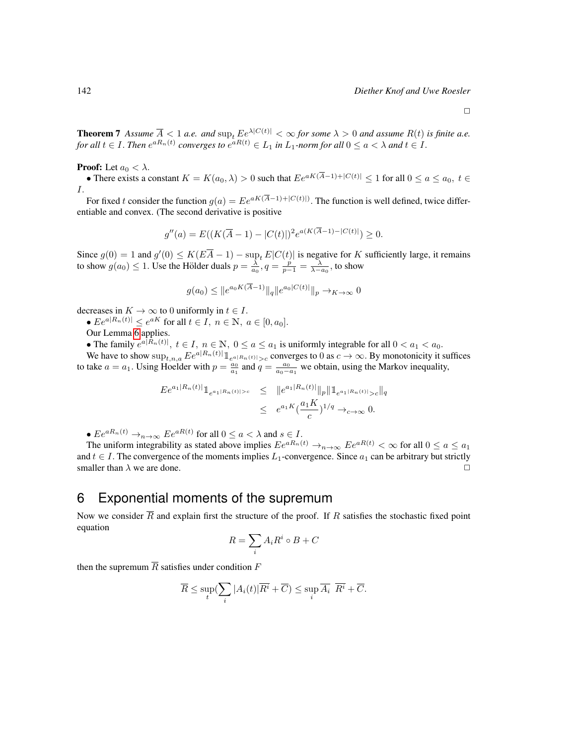□

**Theorem 7** *Assume $\overline{A} < 1$ a.e. and $\sup_t Ee^{\lambda|C(t)|} < \infty$ for some $\lambda > 0$ and assume $R(t)$ is finite a.e. for all $t \in I$. Then $e^{aR_n(t)}$ converges to $e^{aR(t)} \in L_1$ in $L_1$-norm for all $0 \leq a < \lambda$ and $t \in I$.*

**Proof:** Let $a_0 < \lambda$.

• There exists a constant $K = K(a_0, \lambda) > 0$ such that $Ee^{aK(\overline{A}-1)+|C(t)|} \leq 1$ for all $0 \leq a \leq a_0,\ t \in I$.

For fixed $t$ consider the function $g(a) = Ee^{aK(\overline{A}-1)+|C(t)|)}$. The function is well defined, twice differentiable and convex. (The second derivative is positive

$$g''(a) = E((K(\overline{A}-1) - |C(t)|)^2 e^{a(K(\overline{A}-1)-|C(t)|)} \geq 0.$$

Since $g(0) = 1$ and $g'(0) \leq K(E\overline{A} - 1) - \sup_t E|C(t)|$ is negative for $K$ sufficiently large, it remains to show $g(a_0) \leq 1$. Use the Hölder duals $p = \frac{\lambda}{a_0}, q = \frac{p}{p-1} = \frac{\lambda}{\lambda - a_0}$, to show

$$g(a_0) \leq \|e^{a_0 K(\overline{A}-1)}\|_q \|e^{a_0|C(t)|}\|_p \to_{K\to\infty} 0$$

decreases in $K \to \infty$ to 0 uniformly in $t \in I$.

• $Ee^{a|R_n(t)|} \leq e^{aK}$ for all $t \in I,\ n \in \mathbb{N},\ a \in [0, a_0]$.

Our Lemma 6 applies.

• The family $e^{a|R_n(t)|},\ t \in I,\ n \in \mathbb{N},\ 0 \leq a \leq a_1$ is uniformly integrable for all $0 < a_1 < a_0$.

We have to show $\sup_{t,n,a} Ee^{a|R_n(t)|}\mathbb{1}_{e^{a|R_n(t)|}>c}$ converges to 0 as $c \to \infty$. By monotonicity it suffices to take $a = a_1$. Using Hoelder with $p = \frac{a_0}{a_1}$ and $q = \frac{a_0}{a_0 - a_1}$ we obtain, using the Markov inequality,

$$\begin{aligned} Ee^{a_1|R_n(t)|}\mathbb{1}_{e^{a_1|R_n(t)|}>c} &\leq \|e^{a_1|R_n(t)|}\|_p \|\mathbb{1}_{e^{a_1|R_n(t)|}>c}\|_q \\ &\leq e^{a_1 K}(\frac{a_1 K}{c})^{1/q} \to_{c\to\infty} 0. \end{aligned}$$

• $Ee^{aR_n(t)} \to_{n\to\infty} Ee^{aR(t)}$ for all $0 \leq a < \lambda$ and $s \in I$.

The uniform integrability as stated above implies $Ee^{aR_n(t)} \to_{n\to\infty} Ee^{aR(t)} < \infty$ for all $0 \leq a \leq a_1$ and $t \in I$. The convergence of the moments implies $L_1$-convergence. Since $a_1$ can be arbitrary but strictly smaller than $\lambda$ we are done. □

## 6 Exponential moments of the supremum

Now we consider $\overline{R}$ and explain first the structure of the proof. If $R$ satisfies the stochastic fixed point equation

$$R = \sum_i A_i R^i \circ B + C$$

then the supremum $\overline{R}$ satisfies under condition $F$

$$\overline{R} \leq \sup_t (\sum_i |A_i(t)|\overline{R^i} + \overline{C}) \leq \sup_i \overline{A_i}\ \ \overline{R^i} + \overline{C}.$$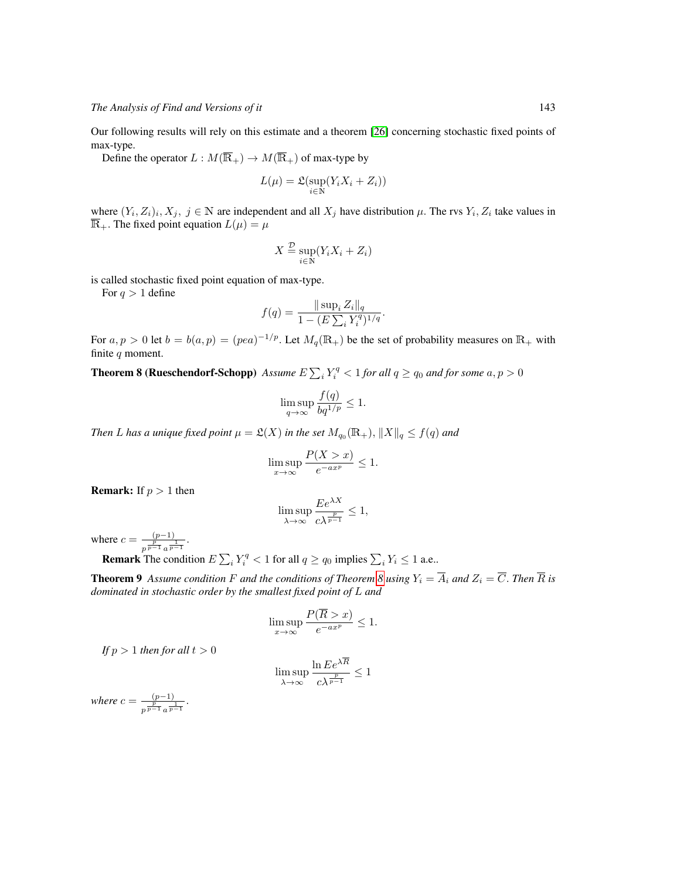Our following results will rely on this estimate and a theorem [26] concerning stochastic fixed points of max-type.

Define the operator $L : M(\overline{\mathbb{R}}_+) \to M(\overline{\mathbb{R}}_+)$ of max-type by

$$L(\mu) = \mathfrak{L}(\sup_{i\in\mathbb{N}}(Y_i X_i + Z_i))$$

where $(Y_i, Z_i)_i, X_j,\ j \in \mathbb{N}$ are independent and all $X_j$ have distribution $\mu$. The rvs $Y_i, Z_i$ take values in $\overline{\mathbb{R}}_+$. The fixed point equation $L(\mu) = \mu$

$$X \stackrel{\mathcal{D}}{=} \sup_{i\in\mathbb{N}}(Y_i X_i + Z_i)$$

is called stochastic fixed point equation of max-type.

For $q > 1$ define

$$f(q) = \frac{\|\sup_i Z_i\|_q}{1 - (E\sum_i Y_i^q)^{1/q}}.$$

For $a, p > 0$ let $b = b(a, p) = (pea)^{-1/p}$. Let $M_q(\mathbb{R}_+)$ be the set of probability measures on $\mathbb{R}_+$ with finite $q$ moment.

**Theorem 8 (Rueschendorf-Schopp)** *Assume $E\sum_i Y_i^q < 1$ for all $q \geq q_0$ and for some $a, p > 0$*

$$\limsup_{q\to\infty} \frac{f(q)}{bq^{1/p}} \leq 1.$$

*Then $L$ has a unique fixed point $\mu = \mathfrak{L}(X)$ in the set $M_{q_0}(\mathbb{R}_+)$, $\|X\|_q \leq f(q)$ and*

$$\limsup_{x\to\infty} \frac{P(X > x)}{e^{-ax^p}} \leq 1.$$

**Remark:** If $p > 1$ then

$$\limsup_{\lambda\to\infty} \frac{Ee^{\lambda X}}{c\lambda^{\frac{p}{p-1}}} \leq 1,$$

where $c = \frac{(p-1)}{p^{\frac{p}{p-1}} a^{\frac{1}{p-1}}}$.

**Remark** The condition $E\sum_i Y_i^q < 1$ for all $q \geq q_0$ implies $\sum_i Y_i \leq 1$ a.e..

**Theorem 9** *Assume condition $F$ and the conditions of Theorem 8 using $Y_i = \overline{A}_i$ and $Z_i = \overline{C}$. Then $\overline{R}$ is dominated in stochastic order by the smallest fixed point of $L$ and*

$$\limsup_{x\to\infty} \frac{P(\overline{R} > x)}{e^{-ax^p}} \leq 1.$$

*If $p > 1$ then for all $t > 0$*

$$\limsup_{\lambda\to\infty} \frac{\ln Ee^{\lambda\overline{R}}}{c\lambda^{\frac{p}{p-1}}} \leq 1$$

*where $c = \frac{(p-1)}{p^{\frac{p}{p-1}} a^{\frac{1}{p-1}}}$.*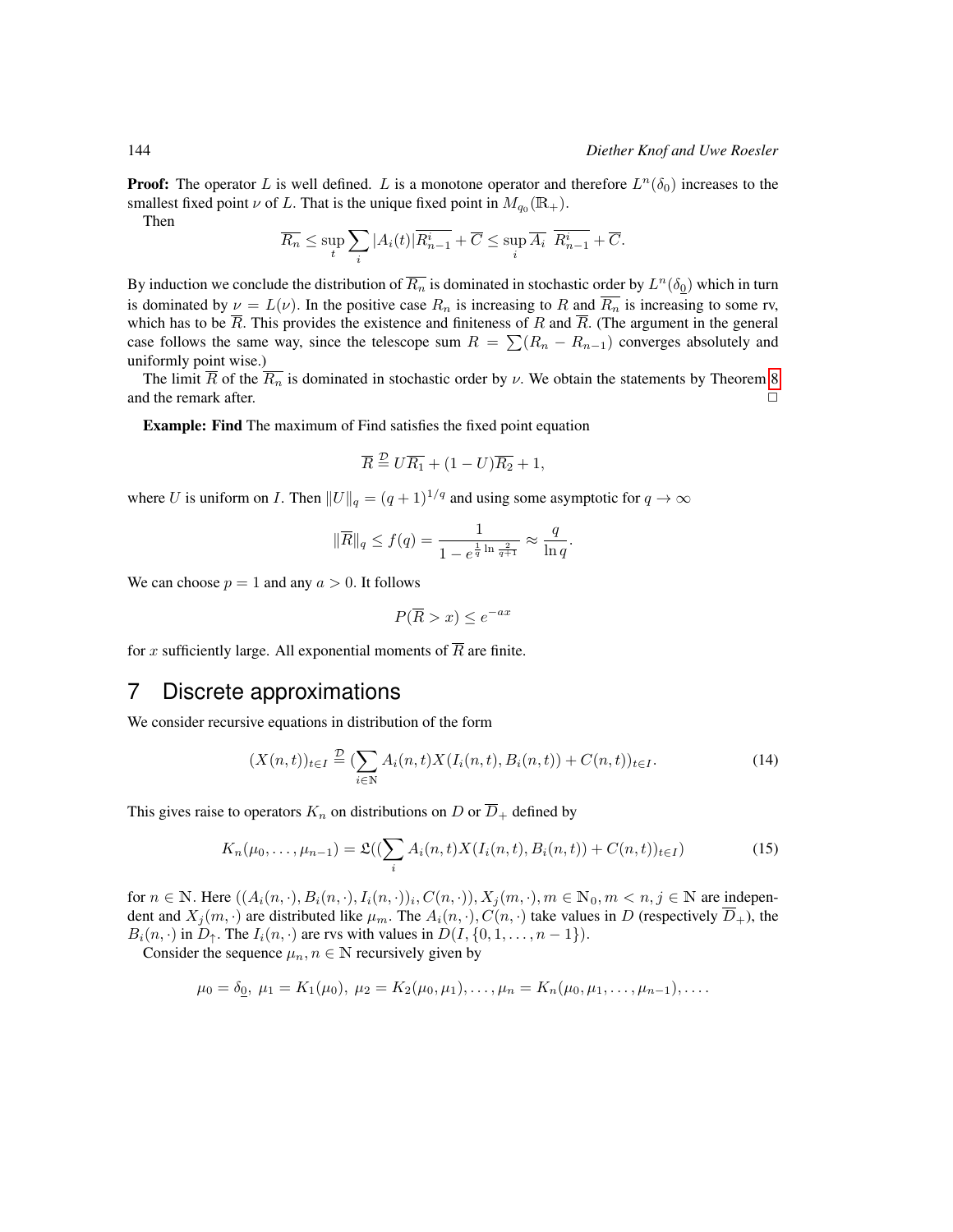**Proof:** The operator $L$ is well defined. $L$ is a monotone operator and therefore $L^n(\delta_0)$ increases to the smallest fixed point $\nu$ of $L$. That is the unique fixed point in $M_{q_0}(\mathbb{R}_+)$.

Then

$$\overline{R_n} \leq \sup_t \sum_i |A_i(t)| \overline{R^i_{n-1}} + \overline{C} \leq \sup_i \overline{A_i} \ \overline{R^i_{n-1}} + \overline{C}.$$

By induction we conclude the distribution of $\overline{R_n}$ is dominated in stochastic order by $L^n(\delta_{\underline{0}})$ which in turn is dominated by $\nu = L(\nu)$. In the positive case $R_n$ is increasing to $R$ and $\overline{R_n}$ is increasing to some rv, which has to be $\overline{R}$. This provides the existence and finiteness of $R$ and $\overline{R}$. (The argument in the general case follows the same way, since the telescope sum $R = \sum(R_n - R_{n-1})$ converges absolutely and uniformly point wise.)

The limit $\overline{R}$ of the $\overline{R_n}$ is dominated in stochastic order by $\nu$. We obtain the statements by Theorem 8 and the remark after. □

**Example: Find** The maximum of Find satisfies the fixed point equation

$$\overline{R} \stackrel{\mathcal{D}}{=} U\overline{R_1} + (1-U)\overline{R_2} + 1,$$

where $U$ is uniform on $I$. Then $\|U\|_q = (q+1)^{1/q}$ and using some asymptotic for $q \to \infty$

$$\|\overline{R}\|_q \leq f(q) = \frac{1}{1 - e^{\frac{1}{q}\ln\frac{2}{q+1}}} \approx \frac{q}{\ln q}.$$

We can choose $p = 1$ and any $a > 0$. It follows

$$P(\overline{R} > x) \leq e^{-ax}$$

for $x$ sufficiently large. All exponential moments of $\overline{R}$ are finite.

## 7 Discrete approximations

We consider recursive equations in distribution of the form

$$(X(n,t))_{t \in I} \stackrel{\mathcal{D}}{=} (\sum_{i \in \mathbb{N}} A_i(n,t) X(I_i(n,t), B_i(n,t)) + C(n,t))_{t \in I}. \tag{14}$$

This gives raise to operators $K_n$ on distributions on $D$ or $\overline{D}_+$ defined by

$$K_n(\mu_0, \ldots, \mu_{n-1}) = \mathfrak{L}((\sum_i A_i(n,t) X(I_i(n,t), B_i(n,t)) + C(n,t))_{t \in I}) \tag{15}$$

for $n \in \mathbb{N}$. Here $((A_i(n,\cdot), B_i(n,\cdot), I_i(n,\cdot))_i, C(n,\cdot)), X_j(m,\cdot), m \in \mathbb{N}_0, m < n, j \in \mathbb{N}$ are independent and $X_j(m,\cdot)$ are distributed like $\mu_m$. The $A_i(n,\cdot), C(n,\cdot)$ take values in $D$ (respectively $\overline{D}_+$), the $B_i(n,\cdot)$ in $D_\uparrow$. The $I_i(n,\cdot)$ are rvs with values in $D(I, \{0, 1, \ldots, n-1\})$.

Consider the sequence $\mu_n, n \in \mathbb{N}$ recursively given by

$$\mu_0 = \delta_{\underline{0}},\ \mu_1 = K_1(\mu_0),\ \mu_2 = K_2(\mu_0, \mu_1), \ldots, \mu_n = K_n(\mu_0, \mu_1, \ldots, \mu_{n-1}), \ldots.$$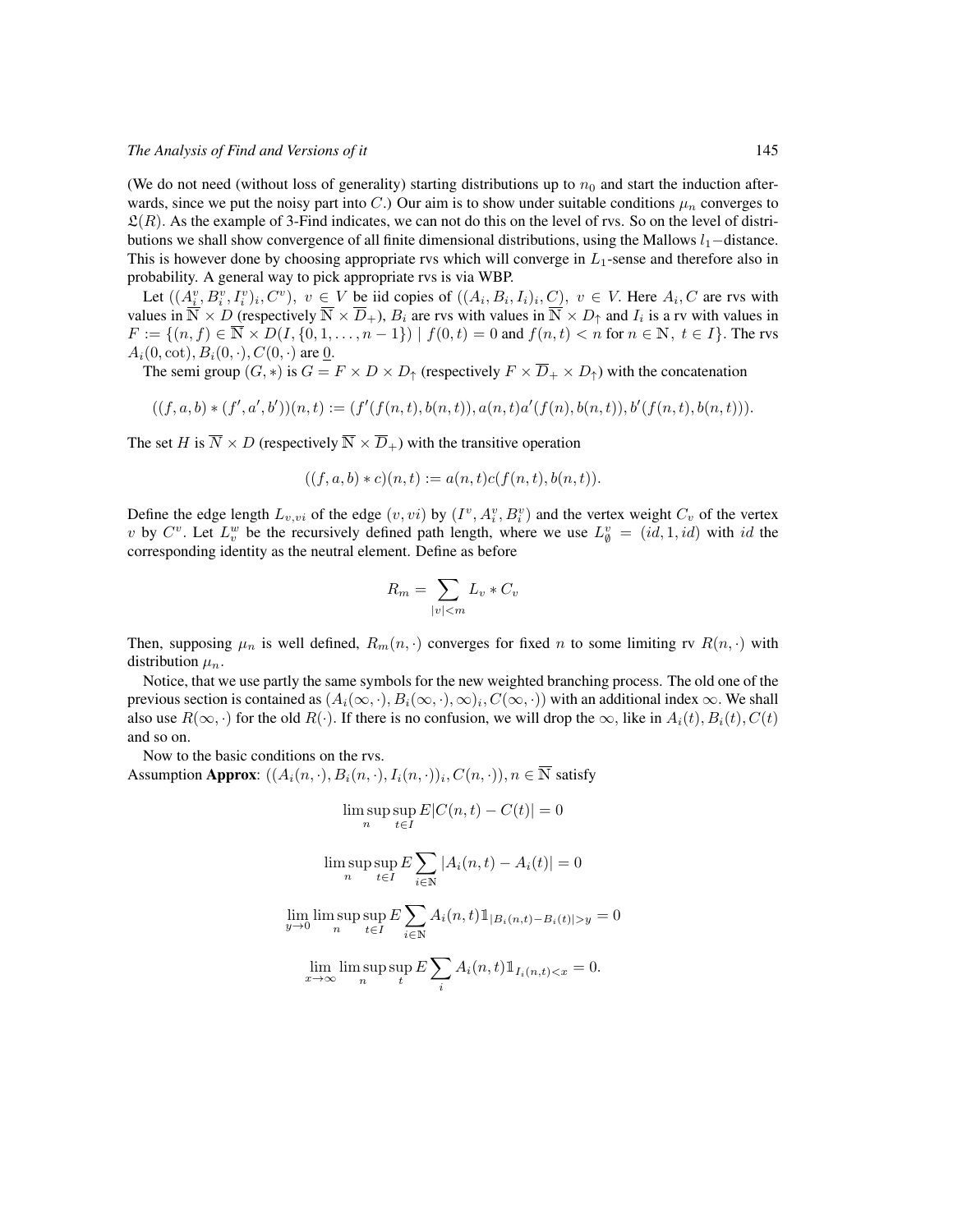(We do not need (without loss of generality) starting distributions up to $n_0$ and start the induction afterwards, since we put the noisy part into $C$.) Our aim is to show under suitable conditions $\mu_n$ converges to $\mathfrak{L}(R)$. As the example of 3-Find indicates, we can not do this on the level of rvs. So on the level of distributions we shall show convergence of all finite dimensional distributions, using the Mallows $l_1-$distance. This is however done by choosing appropriate rvs which will converge in $L_1$-sense and therefore also in probability. A general way to pick appropriate rvs is via WBP.

Let $((A_i^v, B_i^v, I_i^v)_i, C^v),\ v \in V$ be iid copies of $((A_i, B_i, I_i)_i, C),\ v \in V$. Here $A_i, C$ are rvs with values in $\overline{\mathbb{N}} \times D$ (respectively $\overline{\mathbb{N}} \times \overline{D}_+$), $B_i$ are rvs with values in $\overline{\mathbb{N}} \times D_\uparrow$ and $I_i$ is a rv with values in $F := \{(n, f) \in \overline{\mathbb{N}} \times D(I, \{0, 1, \ldots, n-1\}) \mid f(0, t) = 0 \text{ and } f(n, t) < n \text{ for } n \in \mathbb{N},\ t \in I\}$. The rvs $A_i(0, \text{cot}), B_i(0, \cdot), C(0, \cdot)$ are $\underline{0}$.

The semi group $(G, *)$ is $G = F \times D \times D_\uparrow$ (respectively $F \times \overline{D}_+ \times D_\uparrow$) with the concatenation

$$((f, a, b) * (f', a', b'))(n, t) := (f'(f(n, t), b(n, t)), a(n, t)a'(f(n), b(n, t)), b'(f(n, t), b(n, t))).$$

The set $H$ is $\overline{\mathbb{N}} \times D$ (respectively $\overline{\mathbb{N}} \times \overline{D}_+$) with the transitive operation

$$((f, a, b) * c)(n, t) := a(n, t)c(f(n, t), b(n, t)).$$

Define the edge length $L_{v,vi}$ of the edge $(v, vi)$ by $(I^v, A_i^v, B_i^v)$ and the vertex weight $C_v$ of the vertex $v$ by $C^v$. Let $L_v^w$ be the recursively defined path length, where we use $L_\emptyset^v = (id, 1, id)$ with $id$ the corresponding identity as the neutral element. Define as before

$$R_m = \sum_{|v|<m} L_v * C_v$$

Then, supposing $\mu_n$ is well defined, $R_m(n, \cdot)$ converges for fixed $n$ to some limiting rv $R(n, \cdot)$ with distribution $\mu_n$.

Notice, that we use partly the same symbols for the new weighted branching process. The old one of the previous section is contained as $(A_i(\infty, \cdot), B_i(\infty, \cdot), \infty)_i, C(\infty, \cdot))$ with an additional index $\infty$. We shall also use $R(\infty, \cdot)$ for the old $R(\cdot)$. If there is no confusion, we will drop the $\infty$, like in $A_i(t), B_i(t), C(t)$ and so on.

Now to the basic conditions on the rvs.
Assumption **Approx**: $((A_i(n, \cdot), B_i(n, \cdot), I_i(n, \cdot))_i, C(n, \cdot)), n \in \overline{\mathbb{N}}$ satisfy

$$\limsup_n \sup_{t \in I} E|C(n, t) - C(t)| = 0$$

$$\limsup_n \sup_{t \in I} E \sum_{i \in \mathbb{N}} |A_i(n, t) - A_i(t)| = 0$$

$$\lim_{y \to 0} \limsup_n \sup_{t \in I} E \sum_{i \in \mathbb{N}} A_i(n, t) \mathbb{1}_{|B_i(n,t) - B_i(t)| > y} = 0$$

$$\lim_{x \to \infty} \limsup_n \sup_t E \sum_i A_i(n, t) \mathbb{1}_{I_i(n,t) < x} = 0.$$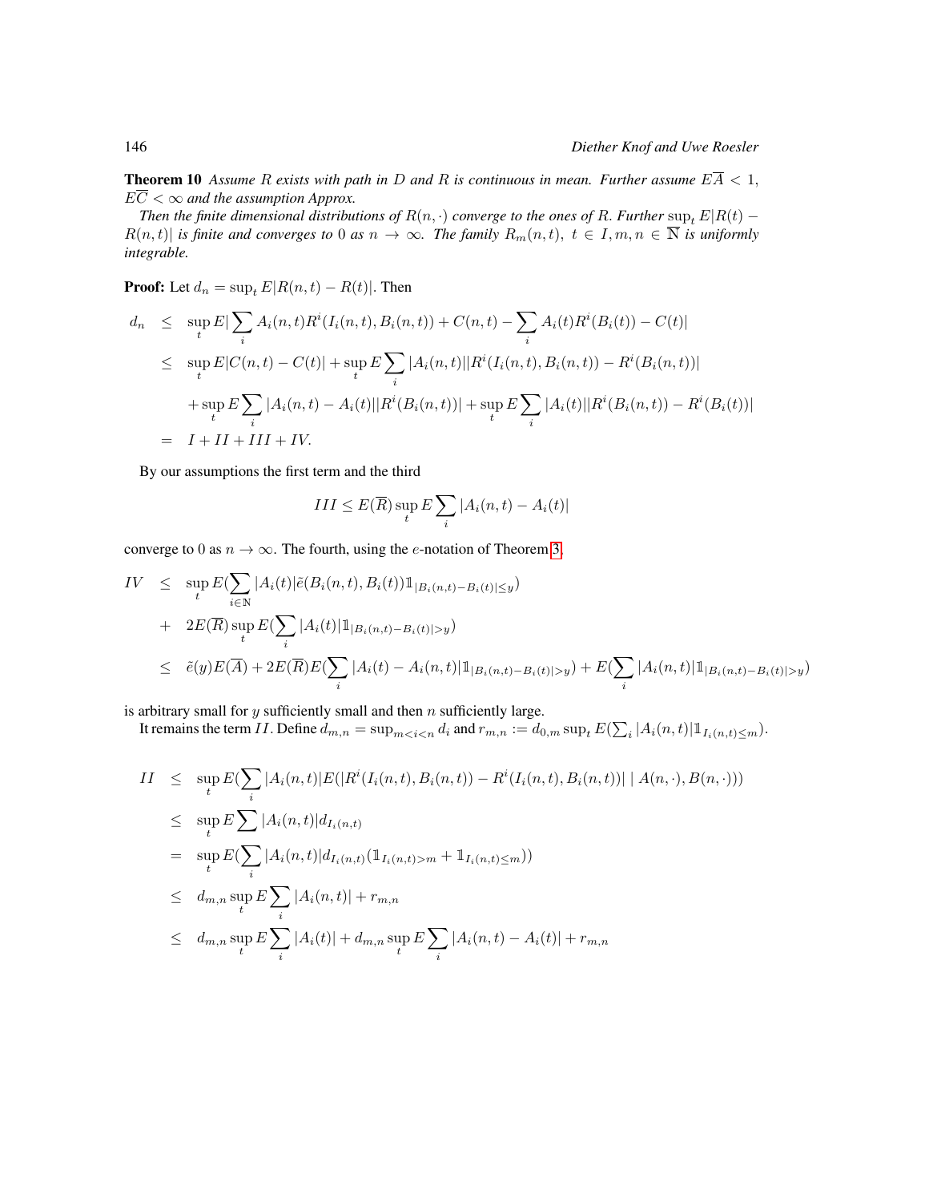**Theorem 10** *Assume $R$ exists with path in $D$ and $R$ is continuous in mean. Further assume $E\overline{A} < 1$, $E\overline{C} < \infty$ and the assumption Approx.*

*Then the finite dimensional distributions of $R(n,\cdot)$ converge to the ones of $R$. Further $\sup_t E|R(t) - R(n,t)|$ is finite and converges to 0 as $n \to \infty$. The family $R_m(n,t),\ t \in I, m,n \in \overline{\mathbb{N}}$ is uniformly integrable.*

**Proof:** Let $d_n = \sup_t E|R(n,t) - R(t)|$. Then

$$
\begin{aligned}
d_n &\leq \sup_t E|\sum_i A_i(n,t)R^i(I_i(n,t),B_i(n,t)) + C(n,t) - \sum_i A_i(t)R^i(B_i(t)) - C(t)| \\
&\leq \sup_t E|C(n,t) - C(t)| + \sup_t E\sum_i |A_i(n,t)||R^i(I_i(n,t),B_i(n,t)) - R^i(B_i(n,t))| \\
&\quad + \sup_t E\sum_i |A_i(n,t) - A_i(t)||R^i(B_i(n,t))| + \sup_t E\sum_i |A_i(t)||R^i(B_i(n,t)) - R^i(B_i(t))| \\
&= I + II + III + IV.
\end{aligned}
$$

By our assumptions the first term and the third

$$
III \leq E(\overline{R})\sup_t E\sum_i |A_i(n,t) - A_i(t)|
$$

converge to 0 as $n \to \infty$. The fourth, using the $e$-notation of Theorem 3,

$$
\begin{aligned}
IV &\leq \sup_t E(\sum_{i\in\mathbb{N}} |A_i(t)|\tilde{e}(B_i(n,t),B_i(t))\mathbb{1}_{|B_i(n,t)-B_i(t)|\leq y}) \\
&\quad + 2E(\overline{R})\sup_t E(\sum_i |A_i(t)|\mathbb{1}_{|B_i(n,t)-B_i(t)|>y}) \\
&\leq \tilde{e}(y)E(\overline{A}) + 2E(\overline{R})E(\sum_i |A_i(t) - A_i(n,t)|\mathbb{1}_{|B_i(n,t)-B_i(t)|>y}) + E(\sum_i |A_i(n,t)|\mathbb{1}_{|B_i(n,t)-B_i(t)|>y})
\end{aligned}
$$

is arbitrary small for $y$ sufficiently small and then $n$ sufficiently large.

It remains the term $II$. Define $d_{m,n} = \sup_{m<i<n} d_i$ and $r_{m,n} := d_{0,m}\sup_t E(\sum_i |A_i(n,t)|\mathbb{1}_{I_i(n,t)\leq m})$.

$$
\begin{aligned}
II &\leq \sup_t E(\sum_i |A_i(n,t)|E(|R^i(I_i(n,t),B_i(n,t)) - R^i(I_i(n,t),B_i(n,t))| \mid A(n,\cdot),B(n,\cdot))) \\
&\leq \sup_t E\sum |A_i(n,t)|d_{I_i(n,t)} \\
&= \sup_t E(\sum_i |A_i(n,t)|d_{I_i(n,t)}(\mathbb{1}_{I_i(n,t)>m} + \mathbb{1}_{I_i(n,t)\leq m})) \\
&\leq d_{m,n}\sup_t E\sum_i |A_i(n,t)| + r_{m,n} \\
&\leq d_{m,n}\sup_t E\sum_i |A_i(t)| + d_{m,n}\sup_t E\sum_i |A_i(n,t) - A_i(t)| + r_{m,n}
\end{aligned}
$$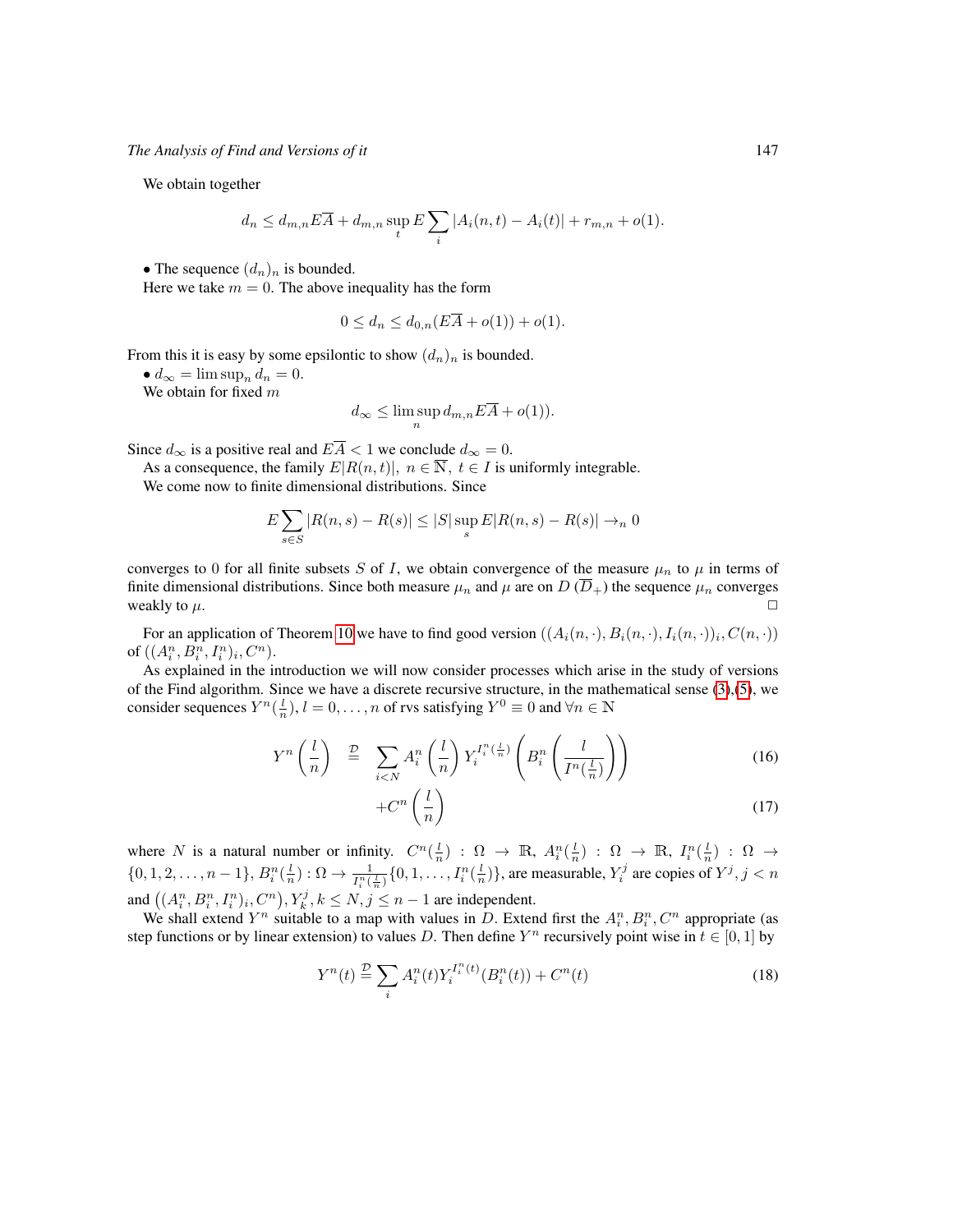We obtain together

$$d_n \le d_{m,n} E\overline{A} + d_{m,n} \sup_t E \sum_i |A_i(n,t) - A_i(t)| + r_{m,n} + o(1).$$

• The sequence $(d_n)_n$ is bounded.

Here we take $m = 0$. The above inequality has the form

$$0 \le d_n \le d_{0,n}(E\overline{A} + o(1)) + o(1).$$

From this it is easy by some epsilontic to show $(d_n)_n$ is bounded.

• $d_\infty = \limsup_n d_n = 0$.

We obtain for fixed $m$

$$d_\infty \le \limsup_n d_{m,n} E\overline{A} + o(1)).$$

Since $d_\infty$ is a positive real and $E\overline{A} < 1$ we conclude $d_\infty = 0$.

As a consequence, the family $E|R(n,t)|,\ n \in \overline{\mathbb{N}},\ t \in I$ is uniformly integrable.

We come now to finite dimensional distributions. Since

$$E \sum_{s \in S} |R(n,s) - R(s)| \le |S| \sup_s E|R(n,s) - R(s)| \to_n 0$$

converges to 0 for all finite subsets $S$ of $I$, we obtain convergence of the measure $\mu_n$ to $\mu$ in terms of finite dimensional distributions. Since both measure $\mu_n$ and $\mu$ are on $D$ ($\overline{D}_+$) the sequence $\mu_n$ converges weakly to $\mu$. □

For an application of Theorem 10 we have to find good version $((A_i(n,\cdot), B_i(n,\cdot), I_i(n,\cdot))_i, C(n,\cdot))$ of $((A_i^n, B_i^n, I_i^n)_i, C^n)$.

As explained in the introduction we will now consider processes which arise in the study of versions of the Find algorithm. Since we have a discrete recursive structure, in the mathematical sense (3),(5), we consider sequences $Y^n(\frac{l}{n}), l = 0, \ldots, n$ of rvs satisfying $Y^0 \equiv 0$ and $\forall n \in \mathbb{N}$

$$Y^n\left(\frac{l}{n}\right) \stackrel{\mathcal{D}}{=} \sum_{i<N} A_i^n\left(\frac{l}{n}\right) Y_i^{I_i^n(\frac{l}{n})}\left(B_i^n\left(\frac{l}{I^n(\frac{l}{n})}\right)\right) \tag{16}$$

$$+C^n\left(\frac{l}{n}\right) \tag{17}$$

where $N$ is a natural number or infinity. $C^n(\frac{l}{n}) : \Omega \to \mathbb{R}$, $A_i^n(\frac{l}{n}) : \Omega \to \mathbb{R}$, $I_i^n(\frac{l}{n}) : \Omega \to \{0, 1, 2, \ldots, n-1\}$, $B_i^n(\frac{l}{n}) : \Omega \to \frac{1}{I_i^n(\frac{l}{n})}\{0, 1, \ldots, I_i^n(\frac{l}{n})\}$, are measurable, $Y_i^j$ are copies of $Y^j, j < n$ and $\left((A_i^n, B_i^n, I_i^n)_i, C^n\right), Y_k^j, k \le N, j \le n-1$ are independent.

We shall extend $Y^n$ suitable to a map with values in $D$. Extend first the $A_i^n, B_i^n, C^n$ appropriate (as step functions or by linear extension) to values $D$. Then define $Y^n$ recursively point wise in $t \in [0,1]$ by

$$Y^n(t) \stackrel{\mathcal{D}}{=} \sum_i A_i^n(t) Y_i^{I_i^n(t)}(B_i^n(t)) + C^n(t) \tag{18}$$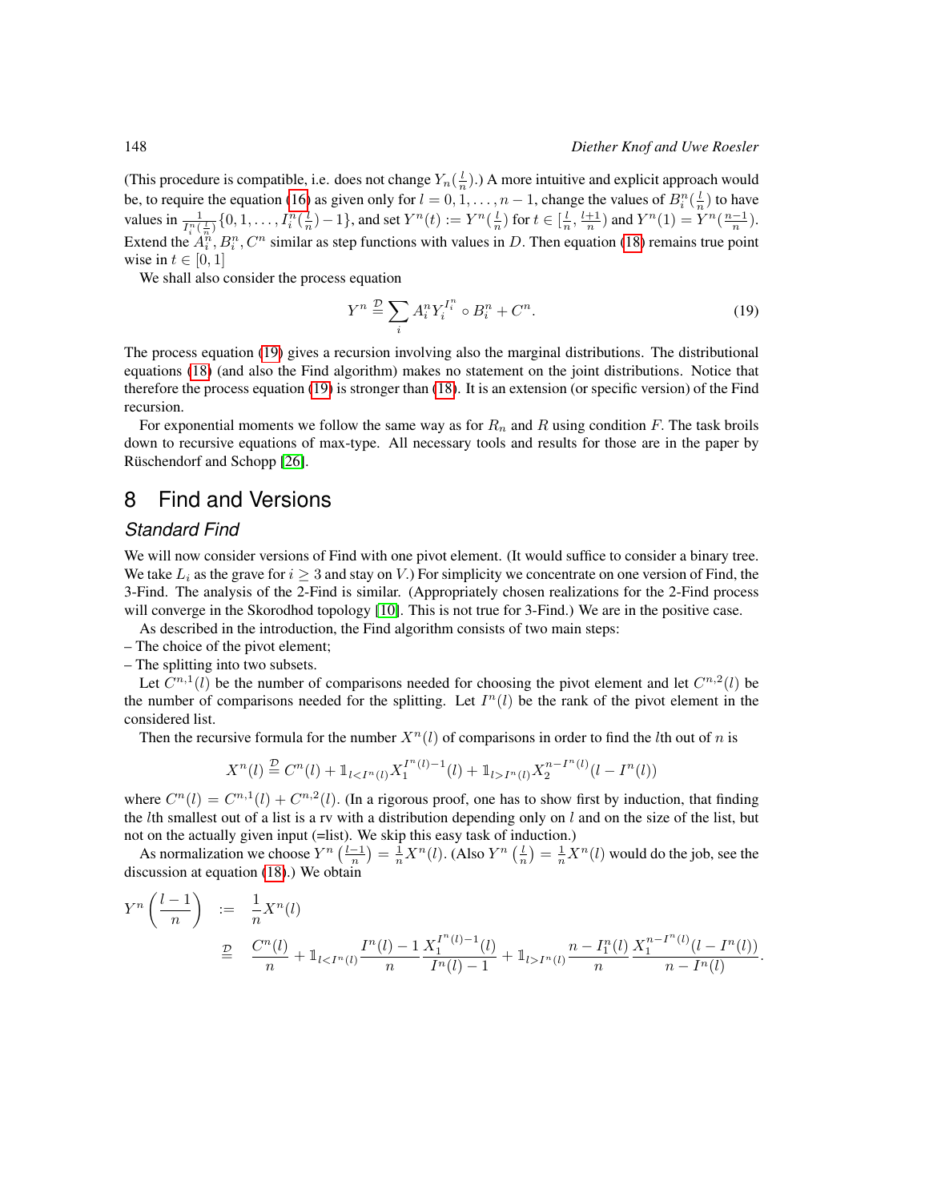(This procedure is compatible, i.e. does not change $Y_n(\frac{l}{n})$.) A more intuitive and explicit approach would be, to require the equation (16) as given only for $l = 0, 1, \ldots, n-1$, change the values of $B_i^n(\frac{l}{n})$ to have values in $\frac{1}{I_i^n(\frac{l}{n})}\{0, 1, \ldots, I_i^n(\frac{l}{n}) - 1\}$, and set $Y^n(t) := Y^n(\frac{l}{n})$ for $t \in [\frac{l}{n}, \frac{l+1}{n})$ and $Y^n(1) = Y^n(\frac{n-1}{n})$. Extend the $A_i^n, B_i^n, C^n$ similar as step functions with values in $D$. Then equation (18) remains true point wise in $t \in [0, 1]$

We shall also consider the process equation

$$Y^n \stackrel{\mathcal{D}}{=} \sum_i A_i^n Y_i^{I_i^n} \circ B_i^n + C^n. \tag{19}$$

The process equation (19) gives a recursion involving also the marginal distributions. The distributional equations (18) (and also the Find algorithm) makes no statement on the joint distributions. Notice that therefore the process equation (19) is stronger than (18). It is an extension (or specific version) of the Find recursion.

For exponential moments we follow the same way as for $R_n$ and $R$ using condition $F$. The task broils down to recursive equations of max-type. All necessary tools and results for those are in the paper by Rüschendorf and Schopp [26].

# 8 Find and Versions

## Standard Find

We will now consider versions of Find with one pivot element. (It would suffice to consider a binary tree. We take $L_i$ as the grave for $i \geq 3$ and stay on $V$.) For simplicity we concentrate on one version of Find, the 3-Find. The analysis of the 2-Find is similar. (Appropriately chosen realizations for the 2-Find process will converge in the Skorodhod topology [10]. This is not true for 3-Find.) We are in the positive case.

As described in the introduction, the Find algorithm consists of two main steps:

– The choice of the pivot element;
– The splitting into two subsets.

Let $C^{n,1}(l)$ be the number of comparisons needed for choosing the pivot element and let $C^{n,2}(l)$ be the number of comparisons needed for the splitting. Let $I^n(l)$ be the rank of the pivot element in the considered list.

Then the recursive formula for the number $X^n(l)$ of comparisons in order to find the $l$th out of $n$ is

$$X^n(l) \stackrel{\mathcal{D}}{=} C^n(l) + \mathbb{1}_{l<I^n(l)} X_1^{I^n(l)-1}(l) + \mathbb{1}_{l>I^n(l)} X_2^{n-I^n(l)}(l - I^n(l))$$

where $C^n(l) = C^{n,1}(l) + C^{n,2}(l)$. (In a rigorous proof, one has to show first by induction, that finding the $l$th smallest out of a list is a rv with a distribution depending only on $l$ and on the size of the list, but not on the actually given input (=list). We skip this easy task of induction.)

As normalization we choose $Y^n\left(\frac{l-1}{n}\right) = \frac{1}{n}X^n(l)$. (Also $Y^n\left(\frac{l}{n}\right) = \frac{1}{n}X^n(l)$ would do the job, see the discussion at equation (18).) We obtain

$$\begin{aligned}
Y^n\left(\frac{l-1}{n}\right) &:= \frac{1}{n}X^n(l) \\
&\stackrel{\mathcal{D}}{=} \frac{C^n(l)}{n} + \mathbb{1}_{l<I^n(l)} \frac{I^n(l)-1}{n} \frac{X_1^{I^n(l)-1}(l)}{I^n(l)-1} + \mathbb{1}_{l>I^n(l)} \frac{n - I_1^n(l)}{n} \frac{X_1^{n-I^n(l)}(l - I^n(l))}{n - I^n(l)}.
\end{aligned}$$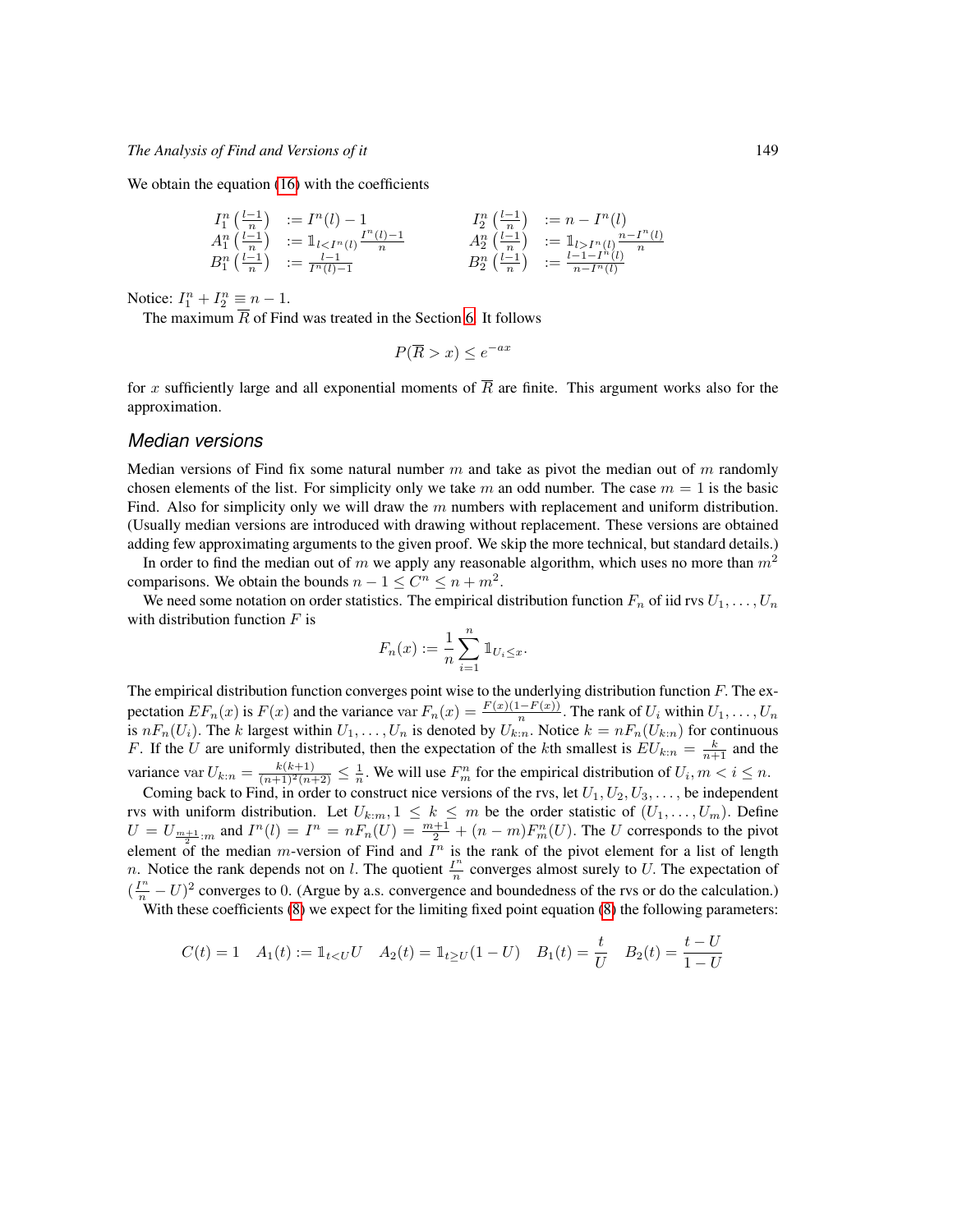We obtain the equation (16) with the coefficients

$$
\begin{array}{llll}
I_1^n\left(\frac{l-1}{n}\right) & := I^n(l) - 1 & \qquad I_2^n\left(\frac{l-1}{n}\right) & := n - I^n(l) \\
A_1^n\left(\frac{l-1}{n}\right) & := \mathbb{1}_{l < I^n(l)} \frac{I^n(l)-1}{n} & \qquad A_2^n\left(\frac{l-1}{n}\right) & := \mathbb{1}_{l > I^n(l)} \frac{n-I^n(l)}{n} \\
B_1^n\left(\frac{l-1}{n}\right) & := \frac{l-1}{I^n(l)-1} & \qquad B_2^n\left(\frac{l-1}{n}\right) & := \frac{l-1-I^n(l)}{n-I^n(l)}
\end{array}
$$

Notice: $I_1^n + I_2^n \equiv n - 1$.

The maximum $\overline{R}$ of Find was treated in the Section 6. It follows

$$P(\overline{R} > x) \leq e^{-ax}$$

for $x$ sufficiently large and all exponential moments of $\overline{R}$ are finite. This argument works also for the approximation.

## Median versions

Median versions of Find fix some natural number $m$ and take as pivot the median out of $m$ randomly chosen elements of the list. For simplicity only we take $m$ an odd number. The case $m = 1$ is the basic Find. Also for simplicity only we will draw the $m$ numbers with replacement and uniform distribution. (Usually median versions are introduced with drawing without replacement. These versions are obtained adding few approximating arguments to the given proof. We skip the more technical, but standard details.)

In order to find the median out of $m$ we apply any reasonable algorithm, which uses no more than $m^2$ comparisons. We obtain the bounds $n - 1 \leq C^n \leq n + m^2$.

We need some notation on order statistics. The empirical distribution function $F_n$ of iid rvs $U_1, \ldots, U_n$ with distribution function $F$ is

$$F_n(x) := \frac{1}{n} \sum_{i=1}^{n} \mathbb{1}_{U_i \leq x}.$$

The empirical distribution function converges point wise to the underlying distribution function $F$. The expectation $EF_n(x)$ is $F(x)$ and the variance $\text{var}\, F_n(x) = \frac{F(x)(1-F(x))}{n}$. The rank of $U_i$ within $U_1, \ldots, U_n$ is $nF_n(U_i)$. The $k$ largest within $U_1, \ldots, U_n$ is denoted by $U_{k:n}$. Notice $k = nF_n(U_{k:n})$ for continuous $F$. If the $U$ are uniformly distributed, then the expectation of the $k$th smallest is $EU_{k:n} = \frac{k}{n+1}$ and the variance $\text{var}\, U_{k:n} = \frac{k(k+1)}{(n+1)^2(n+2)} \leq \frac{1}{n}$. We will use $F_m^n$ for the empirical distribution of $U_i, m < i \leq n$.

Coming back to Find, in order to construct nice versions of the rvs, let $U_1, U_2, U_3, \ldots,$ be independent rvs with uniform distribution. Let $U_{k:m}, 1 \leq k \leq m$ be the order statistic of $(U_1, \ldots, U_m)$. Define $U = U_{\frac{m+1}{2}:m}$ and $I^n(l) = I^n = nF_n(U) = \frac{m+1}{2} + (n-m)F_m^n(U)$. The $U$ corresponds to the pivot element of the median $m$-version of Find and $I^n$ is the rank of the pivot element for a list of length $n$. Notice the rank depends not on $l$. The quotient $\frac{I^n}{n}$ converges almost surely to $U$. The expectation of $(\frac{I^n}{n} - U)^2$ converges to 0. (Argue by a.s. convergence and boundedness of the rvs or do the calculation.)

With these coefficients (8) we expect for the limiting fixed point equation (8) the following parameters:

$$C(t) = 1 \quad A_1(t) := \mathbb{1}_{t<U} U \quad A_2(t) = \mathbb{1}_{t \geq U}(1-U) \quad B_1(t) = \frac{t}{U} \quad B_2(t) = \frac{t-U}{1-U}$$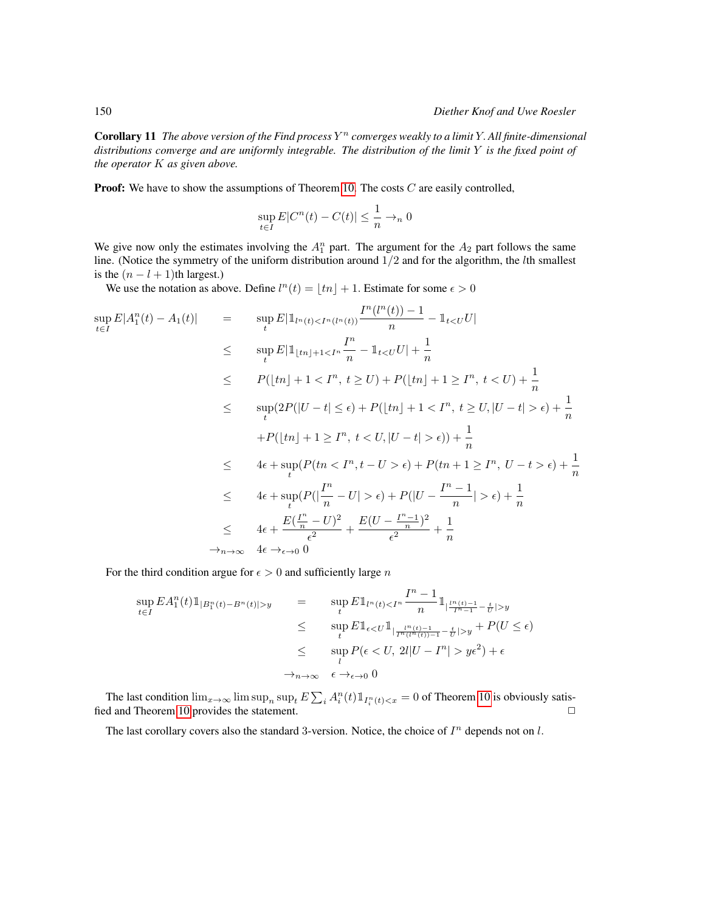**Corollary 11** *The above version of the Find process $Y^n$ converges weakly to a limit $Y$. All finite-dimensional distributions converge and are uniformly integrable. The distribution of the limit $Y$ is the fixed point of the operator $K$ as given above.*

**Proof:** We have to show the assumptions of Theorem 10. The costs $C$ are easily controlled,

$$\sup_{t\in I} E|C^n(t) - C(t)| \leq \frac{1}{n} \to_n 0$$

We give now only the estimates involving the $A_1^n$ part. The argument for the $A_2$ part follows the same line. (Notice the symmetry of the uniform distribution around $1/2$ and for the algorithm, the $l$th smallest is the $(n-l+1)$th largest.)

We use the notation as above. Define $l^n(t) = \lfloor tn \rfloor + 1$. Estimate for some $\epsilon > 0$

$$\begin{aligned}
\sup_{t\in I} E|A_1^n(t) - A_1(t)| &= \sup_t E|\mathbb{1}_{l^n(t)<I^n(l^n(t))}\frac{I^n(l^n(t))-1}{n} - \mathbb{1}_{t<U}U| \\
&\leq \sup_t E|\mathbb{1}_{\lfloor tn\rfloor+1<I^n}\frac{I^n}{n} - \mathbb{1}_{t<U}U| + \frac{1}{n} \\
&\leq P(\lfloor tn\rfloor + 1 < I^n,\ t \geq U) + P(\lfloor tn\rfloor + 1 \geq I^n,\ t < U) + \frac{1}{n} \\
&\leq \sup_t (2P(|U-t| \leq \epsilon) + P(\lfloor tn\rfloor + 1 < I^n,\ t \geq U, |U-t| > \epsilon) + \frac{1}{n} \\
&\quad + P(\lfloor tn\rfloor + 1 \geq I^n,\ t < U, |U-t| > \epsilon)) + \frac{1}{n} \\
&\leq 4\epsilon + \sup_t (P(tn < I^n, t - U > \epsilon) + P(tn + 1 \geq I^n,\ U - t > \epsilon) + \frac{1}{n} \\
&\leq 4\epsilon + \sup_t (P(|\frac{I^n}{n} - U| > \epsilon) + P(|U - \frac{I^n - 1}{n}| > \epsilon) + \frac{1}{n} \\
&\leq 4\epsilon + \frac{E(\frac{I^n}{n} - U)^2}{\epsilon^2} + \frac{E(U - \frac{I^n-1}{n})^2}{\epsilon^2} + \frac{1}{n} \\
&\to_{n\to\infty} 4\epsilon \to_{\epsilon\to 0} 0
\end{aligned}$$

For the third condition argue for $\epsilon > 0$ and sufficiently large $n$

$$\begin{aligned}
\sup_{t\in I} EA_1^n(t)\mathbb{1}_{|B_1^n(t)-B^n(t)|>y} &= \sup_t E\mathbb{1}_{l^n(t)<I^n}\frac{I^n-1}{n}\mathbb{1}_{|\frac{l^n(t)-1}{I^n-1} - \frac{t}{U}|>y} \\
&\leq \sup_t E\mathbb{1}_{\epsilon<U}\mathbb{1}_{|\frac{l^n(t)-1}{I^n(l^n(t))-1} - \frac{t}{U}|>y} + P(U \leq \epsilon) \\
&\leq \sup_l P(\epsilon < U,\ 2l|U - I^n| > y\epsilon^2) + \epsilon \\
&\to_{n\to\infty} \epsilon \to_{\epsilon\to 0} 0
\end{aligned}$$

The last condition $\lim_{x\to\infty} \limsup_n \sup_t E\sum_i A_i^n(t)\mathbb{1}_{I_i^n(t)<x} = 0$ of Theorem 10 is obviously satisfied and Theorem 10 provides the statement. □

The last corollary covers also the standard 3-version. Notice, the choice of $I^n$ depends not on $l$.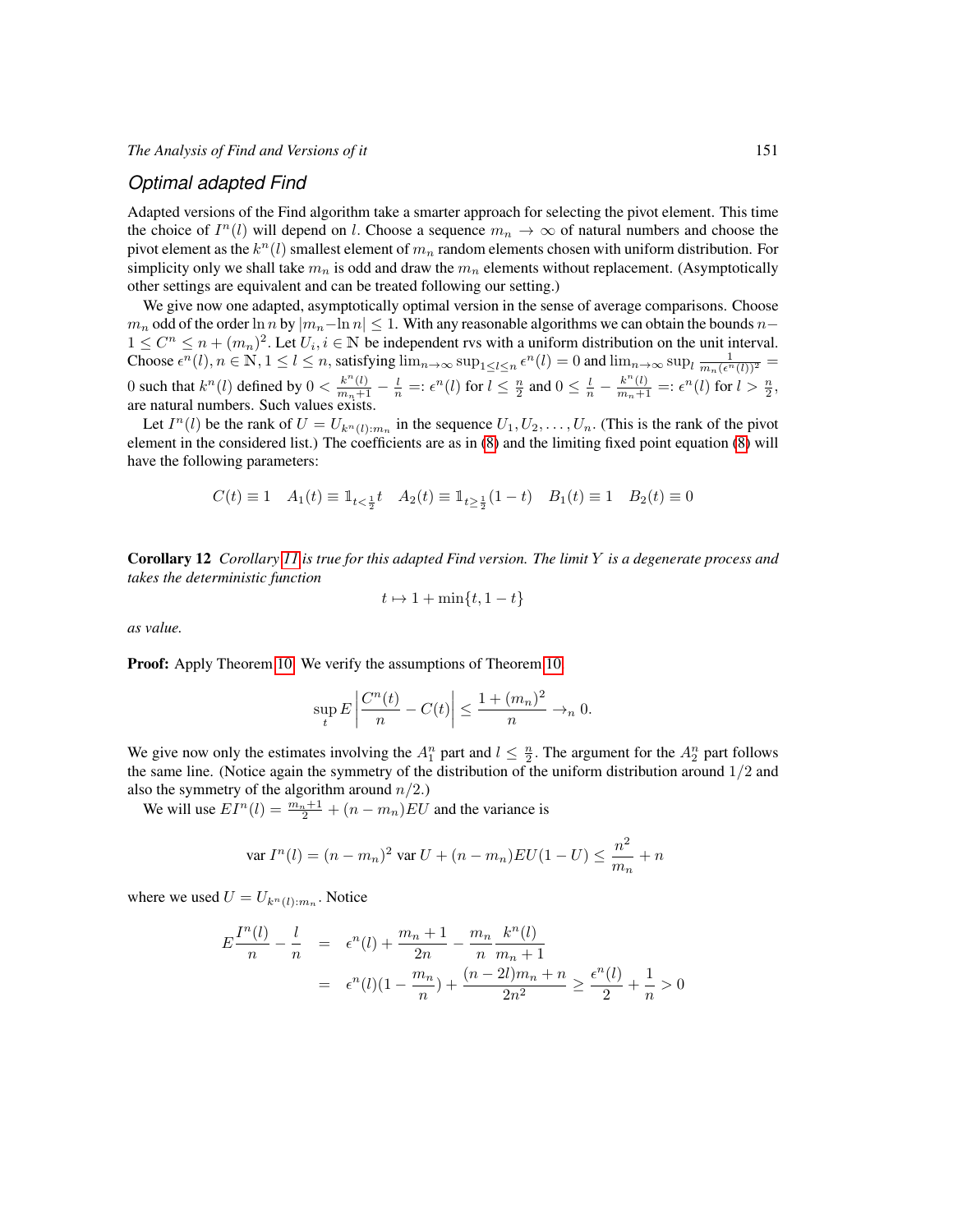## *Optimal adapted Find*

Adapted versions of the Find algorithm take a smarter approach for selecting the pivot element. This time the choice of $I^n(l)$ will depend on $l$. Choose a sequence $m_n \to \infty$ of natural numbers and choose the pivot element as the $k^n(l)$ smallest element of $m_n$ random elements chosen with uniform distribution. For simplicity only we shall take $m_n$ is odd and draw the $m_n$ elements without replacement. (Asymptotically other settings are equivalent and can be treated following our setting.)

We give now one adapted, asymptotically optimal version in the sense of average comparisons. Choose $m_n$ odd of the order $\ln n$ by $|m_n - \ln n| \leq 1$. With any reasonable algorithms we can obtain the bounds $n - 1 \leq C^n \leq n + (m_n)^2$. Let $U_i, i \in \mathbb{N}$ be independent rvs with a uniform distribution on the unit interval. Choose $\epsilon^n(l), n \in \mathbb{N}, 1 \leq l \leq n$, satisfying $\lim_{n\to\infty} \sup_{1 \leq l \leq n} \epsilon^n(l) = 0$ and $\lim_{n\to\infty} \sup_l \frac{1}{m_n(\epsilon^n(l))^2} = 0$ such that $k^n(l)$ defined by $0 < \frac{k^n(l)}{m_n+1} - \frac{l}{n} =: \epsilon^n(l)$ for $l \leq \frac{n}{2}$ and $0 \leq \frac{l}{n} - \frac{k^n(l)}{m_n+1} =: \epsilon^n(l)$ for $l > \frac{n}{2}$, are natural numbers. Such values exists.

Let $I^n(l)$ be the rank of $U = U_{k^n(l):m_n}$ in the sequence $U_1, U_2, \ldots, U_n$. (This is the rank of the pivot element in the considered list.) The coefficients are as in (8) and the limiting fixed point equation (8) will have the following parameters:

$$C(t) \equiv 1 \quad A_1(t) \equiv \mathbb{1}_{t<\frac{1}{2}} t \quad A_2(t) \equiv \mathbb{1}_{t\geq\frac{1}{2}}(1-t) \quad B_1(t) \equiv 1 \quad B_2(t) \equiv 0$$

**Corollary 12** *Corollary 11 is true for this adapted Find version. The limit $Y$ is a degenerate process and takes the deterministic function*

$$t \mapsto 1 + \min\{t, 1-t\}$$

*as value.*

**Proof:** Apply Theorem 10. We verify the assumptions of Theorem 10.

$$\sup_t E\left|\frac{C^n(t)}{n} - C(t)\right| \leq \frac{1 + (m_n)^2}{n} \to_n 0.$$

We give now only the estimates involving the $A_1^n$ part and $l \leq \frac{n}{2}$. The argument for the $A_2^n$ part follows the same line. (Notice again the symmetry of the distribution of the uniform distribution around $1/2$ and also the symmetry of the algorithm around $n/2$.)

We will use $EI^n(l) = \frac{m_n+1}{2} + (n - m_n)EU$ and the variance is

$$\text{var } I^n(l) = (n - m_n)^2 \text{ var } U + (n - m_n)EU(1-U) \leq \frac{n^2}{m_n} + n$$

where we used $U = U_{k^n(l):m_n}$. Notice

$$\begin{aligned}
E\frac{I^n(l)}{n} - \frac{l}{n} &= \epsilon^n(l) + \frac{m_n+1}{2n} - \frac{m_n}{n}\frac{k^n(l)}{m_n+1} \\
&= \epsilon^n(l)(1 - \frac{m_n}{n}) + \frac{(n-2l)m_n + n}{2n^2} \geq \frac{\epsilon^n(l)}{2} + \frac{1}{n} > 0
\end{aligned}$$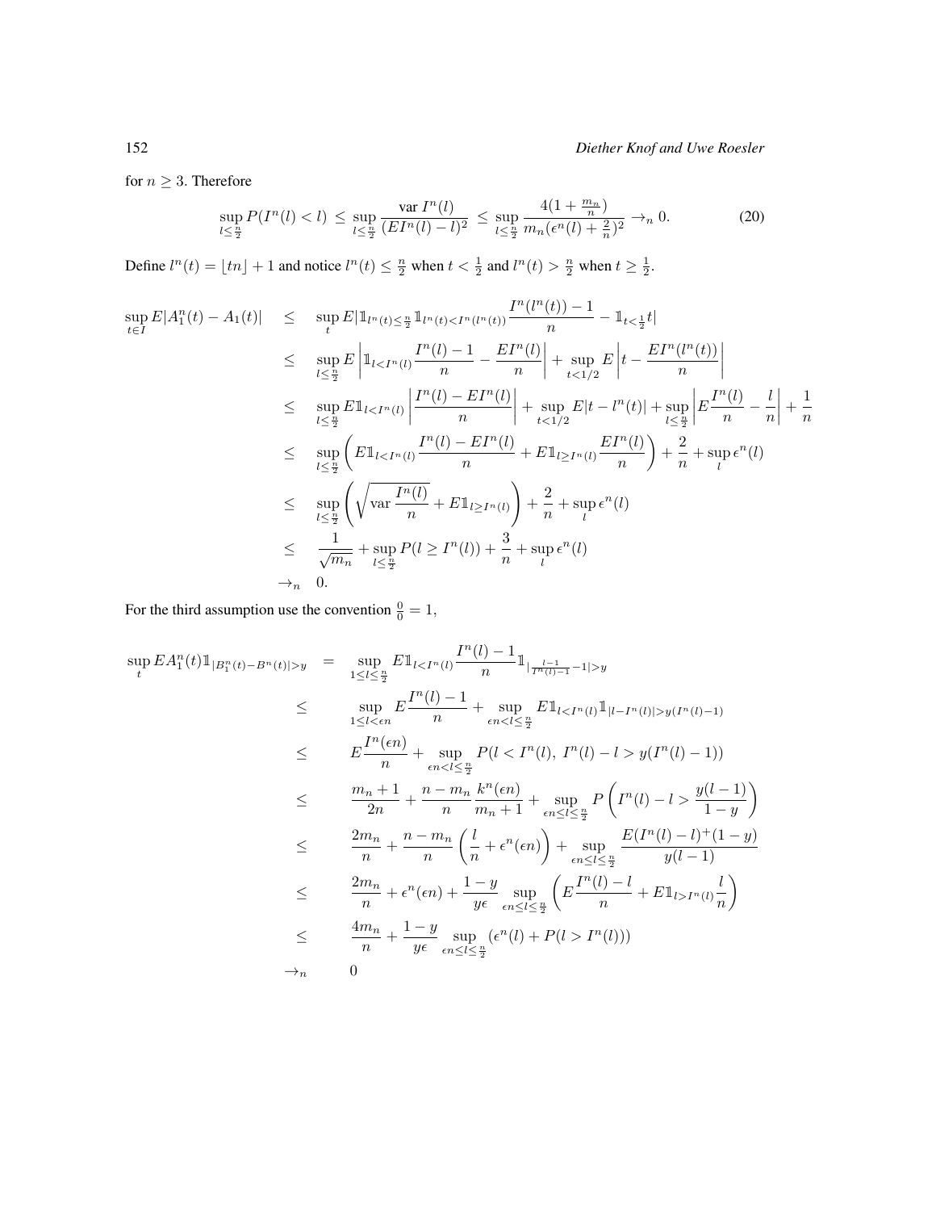for $n \geq 3$. Therefore

$$\sup_{l \leq \frac{n}{2}} P(I^n(l) < l) \leq \sup_{l \leq \frac{n}{2}} \frac{\text{var } I^n(l)}{(EI^n(l) - l)^2} \leq \sup_{l \leq \frac{n}{2}} \frac{4(1 + \frac{m_n}{n})}{m_n(\epsilon^n(l) + \frac{2}{n})^2} \to_n 0. \tag{20}$$

Define $l^n(t) = \lfloor tn \rfloor + 1$ and notice $l^n(t) \leq \frac{n}{2}$ when $t < \frac{1}{2}$ and $l^n(t) > \frac{n}{2}$ when $t \geq \frac{1}{2}$.

$$\begin{aligned}
\sup_{t \in I} E|A_1^n(t) - A_1(t)| &\leq \sup_t E|\mathbb{1}_{l^n(t) \leq \frac{n}{2}} \mathbb{1}_{l^n(t) < I^n(l^n(t))} \frac{I^n(l^n(t)) - 1}{n} - \mathbb{1}_{t < \frac{1}{2}} t| \\
&\leq \sup_{l \leq \frac{n}{2}} E \left| \mathbb{1}_{l < I^n(l)} \frac{I^n(l) - 1}{n} - \frac{EI^n(l)}{n} \right| + \sup_{t < 1/2} E \left| t - \frac{EI^n(l^n(t))}{n} \right| \\
&\leq \sup_{l \leq \frac{n}{2}} E\mathbb{1}_{l < I^n(l)} \left| \frac{I^n(l) - EI^n(l)}{n} \right| + \sup_{t < 1/2} E|t - l^n(t)| + \sup_{l \leq \frac{n}{2}} \left| E\frac{I^n(l)}{n} - \frac{l}{n} \right| + \frac{1}{n} \\
&\leq \sup_{l \leq \frac{n}{2}} \left( E\mathbb{1}_{l < I^n(l)} \frac{I^n(l) - EI^n(l)}{n} + E\mathbb{1}_{l \geq I^n(l)} \frac{EI^n(l)}{n} \right) + \frac{2}{n} + \sup_l \epsilon^n(l) \\
&\leq \sup_{l \leq \frac{n}{2}} \left( \sqrt{\text{var } \frac{I^n(l)}{n}} + E\mathbb{1}_{l \geq I^n(l)} \right) + \frac{2}{n} + \sup_l \epsilon^n(l) \\
&\leq \frac{1}{\sqrt{m_n}} + \sup_{l \leq \frac{n}{2}} P(l \geq I^n(l)) + \frac{3}{n} + \sup_l \epsilon^n(l) \\
&\to_n 0.
\end{aligned}$$

For the third assumption use the convention $\frac{0}{0} = 1$,

$$\begin{aligned}
\sup_t EA_1^n(t)\mathbb{1}_{|B_1^n(t) - B^n(t)| > y} &= \sup_{1 \leq l \leq \frac{n}{2}} E\mathbb{1}_{l < I^n(l)} \frac{I^n(l) - 1}{n} \mathbb{1}_{|\frac{l-1}{I^n(l)-1} - 1| > y} \\
&\leq \sup_{1 \leq l < \epsilon n} E\frac{I^n(l) - 1}{n} + \sup_{\epsilon n < l \leq \frac{n}{2}} E\mathbb{1}_{l < I^n(l)} \mathbb{1}_{|l - I^n(l)| > y(I^n(l) - 1)} \\
&\leq E\frac{I^n(\epsilon n)}{n} + \sup_{\epsilon n < l \leq \frac{n}{2}} P(l < I^n(l),\ I^n(l) - l > y(I^n(l) - 1)) \\
&\leq \frac{m_n + 1}{2n} + \frac{n - m_n}{n} \frac{k^n(\epsilon n)}{m_n + 1} + \sup_{\epsilon n \leq l \leq \frac{n}{2}} P\left( I^n(l) - l > \frac{y(l-1)}{1-y} \right) \\
&\leq \frac{2m_n}{n} + \frac{n - m_n}{n} \left( \frac{l}{n} + \epsilon^n(\epsilon n) \right) + \sup_{\epsilon n \leq l \leq \frac{n}{2}} \frac{E(I^n(l) - l)^+(1-y)}{y(l-1)} \\
&\leq \frac{2m_n}{n} + \epsilon^n(\epsilon n) + \frac{1-y}{y\epsilon} \sup_{\epsilon n \leq l \leq \frac{n}{2}} \left( E\frac{I^n(l) - l}{n} + E\mathbb{1}_{l > I^n(l)} \frac{l}{n} \right) \\
&\leq \frac{4m_n}{n} + \frac{1-y}{y\epsilon} \sup_{\epsilon n \leq l \leq \frac{n}{2}} (\epsilon^n(l) + P(l > I^n(l))) \\
&\to_n 0
\end{aligned}$$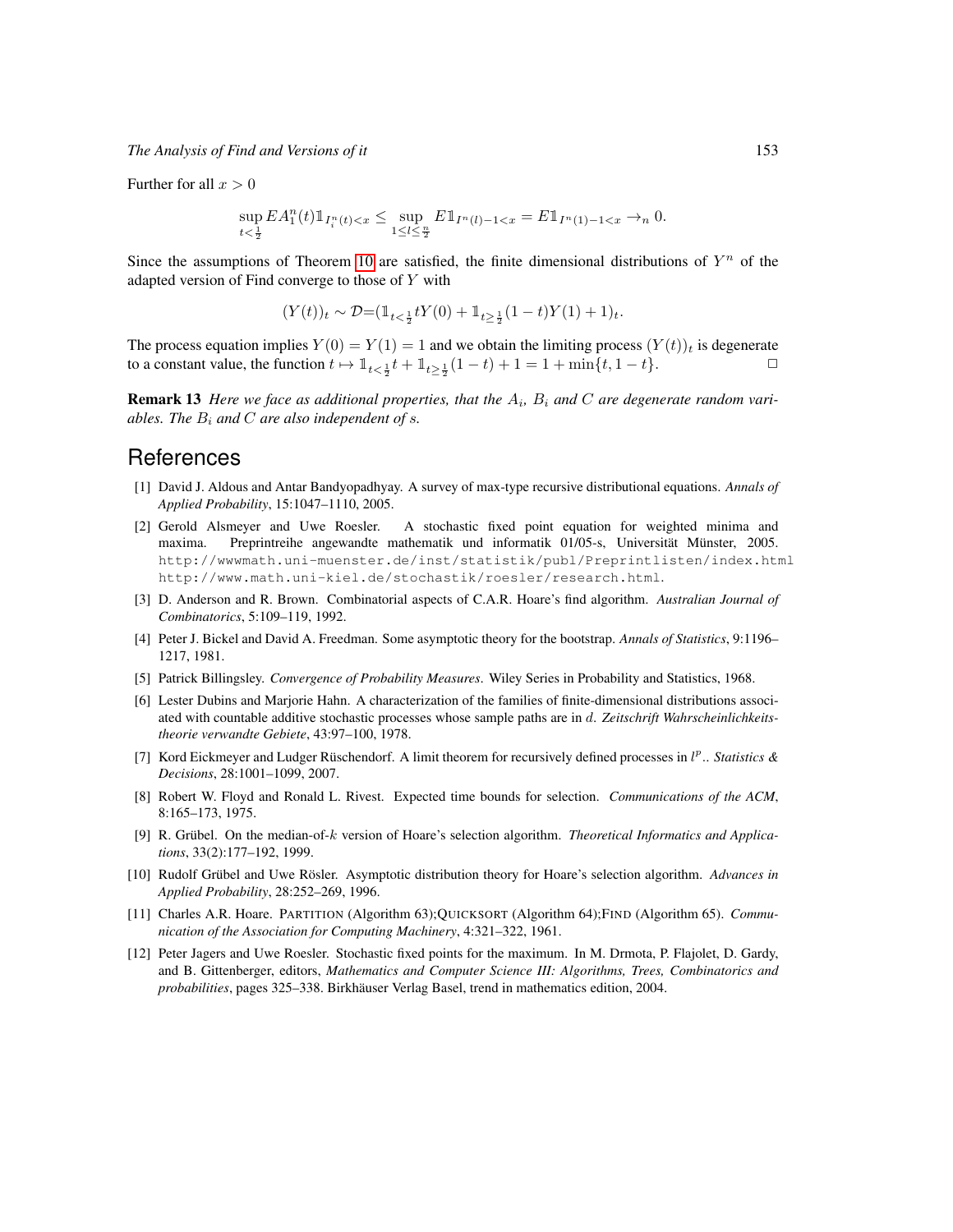Further for all $x > 0$

$$\sup_{t<\frac{1}{2}} EA_1^n(t)\mathbb{1}_{I_i^n(t)<x} \leq \sup_{1\leq l\leq \frac{n}{2}} E\mathbb{1}_{I^n(l)-1<x} = E\mathbb{1}_{I^n(1)-1<x} \to_n 0.$$

Since the assumptions of Theorem 10 are satisfied, the finite dimensional distributions of $Y^n$ of the adapted version of Find converge to those of $Y$ with

$$(Y(t))_t \sim \mathcal{D}{=}(\mathbb{1}_{t<\frac{1}{2}}tY(0) + \mathbb{1}_{t\geq\frac{1}{2}}(1-t)Y(1)+1)_t.$$

The process equation implies $Y(0) = Y(1) = 1$ and we obtain the limiting process $(Y(t))_t$ is degenerate to a constant value, the function $t \mapsto \mathbb{1}_{t<\frac{1}{2}}t + \mathbb{1}_{t\geq\frac{1}{2}}(1-t) + 1 = 1 + \min\{t, 1-t\}$. □

**Remark 13** *Here we face as additional properties, that the $A_i$, $B_i$ and $C$ are degenerate random variables. The $B_i$ and $C$ are also independent of $s$.*

# References

[1] David J. Aldous and Antar Bandyopadhyay. A survey of max-type recursive distributional equations. *Annals of Applied Probability*, 15:1047–1110, 2005.

[2] Gerold Alsmeyer and Uwe Roesler. A stochastic fixed point equation for weighted minima and maxima. Preprintreihe angewandte mathematik und informatik 01/05-s, Universität Münster, 2005. http://wwwmath.uni-muenster.de/inst/statistik/publ/Preprintlisten/index.html http://www.math.uni-kiel.de/stochastik/roesler/research.html.

[3] D. Anderson and R. Brown. Combinatorial aspects of C.A.R. Hoare's find algorithm. *Australian Journal of Combinatorics*, 5:109–119, 1992.

[4] Peter J. Bickel and David A. Freedman. Some asymptotic theory for the bootstrap. *Annals of Statistics*, 9:1196–1217, 1981.

[5] Patrick Billingsley. *Convergence of Probability Measures*. Wiley Series in Probability and Statistics, 1968.

[6] Lester Dubins and Marjorie Hahn. A characterization of the families of finite-dimensional distributions associated with countable additive stochastic processes whose sample paths are in $d$. *Zeitschrift Wahrscheinlichkeitstheorie verwandte Gebiete*, 43:97–100, 1978.

[7] Kord Eickmeyer and Ludger Rüschendorf. A limit theorem for recursively defined processes in $l^p$.. *Statistics & Decisions*, 28:1001–1099, 2007.

[8] Robert W. Floyd and Ronald L. Rivest. Expected time bounds for selection. *Communications of the ACM*, 8:165–173, 1975.

[9] R. Grübel. On the median-of-$k$ version of Hoare's selection algorithm. *Theoretical Informatics and Applications*, 33(2):177–192, 1999.

[10] Rudolf Grübel and Uwe Rösler. Asymptotic distribution theory for Hoare's selection algorithm. *Advances in Applied Probability*, 28:252–269, 1996.

[11] Charles A.R. Hoare. PARTITION (Algorithm 63);QUICKSORT (Algorithm 64);FIND (Algorithm 65). *Communication of the Association for Computing Machinery*, 4:321–322, 1961.

[12] Peter Jagers and Uwe Roesler. Stochastic fixed points for the maximum. In M. Drmota, P. Flajolet, D. Gardy, and B. Gittenberger, editors, *Mathematics and Computer Science III: Algorithms, Trees, Combinatorics and probabilities*, pages 325–338. Birkhäuser Verlag Basel, trend in mathematics edition, 2004.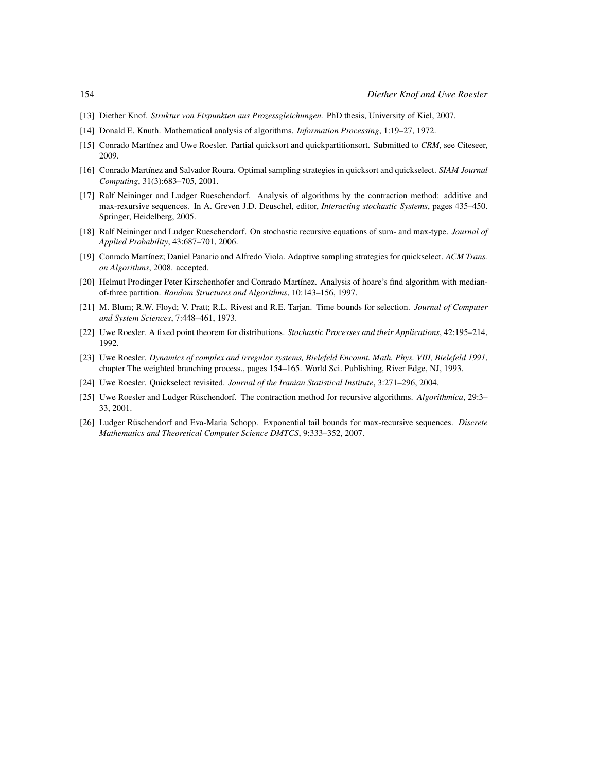[13] Diether Knof. *Struktur von Fixpunkten aus Prozessgleichungen.* PhD thesis, University of Kiel, 2007.

[14] Donald E. Knuth. Mathematical analysis of algorithms. *Information Processing*, 1:19–27, 1972.

[15] Conrado Martínez and Uwe Roesler. Partial quicksort and quickpartitionsort. Submitted to *CRM*, see Citeseer, 2009.

[16] Conrado Martínez and Salvador Roura. Optimal sampling strategies in quicksort and quickselect. *SIAM Journal Computing*, 31(3):683–705, 2001.

[17] Ralf Neininger and Ludger Rueschendorf. Analysis of algorithms by the contraction method: additive and max-rexursive sequences. In A. Greven J.D. Deuschel, editor, *Interacting stochastic Systems*, pages 435–450. Springer, Heidelberg, 2005.

[18] Ralf Neininger and Ludger Rueschendorf. On stochastic recursive equations of sum- and max-type. *Journal of Applied Probability*, 43:687–701, 2006.

[19] Conrado Martínez; Daniel Panario and Alfredo Viola. Adaptive sampling strategies for quickselect. *ACM Trans. on Algorithms*, 2008. accepted.

[20] Helmut Prodinger Peter Kirschenhofer and Conrado Martínez. Analysis of hoare's find algorithm with median-of-three partition. *Random Structures and Algorithms*, 10:143–156, 1997.

[21] M. Blum; R.W. Floyd; V. Pratt; R.L. Rivest and R.E. Tarjan. Time bounds for selection. *Journal of Computer and System Sciences*, 7:448–461, 1973.

[22] Uwe Roesler. A fixed point theorem for distributions. *Stochastic Processes and their Applications*, 42:195–214, 1992.

[23] Uwe Roesler. *Dynamics of complex and irregular systems, Bielefeld Encount. Math. Phys. VIII, Bielefeld 1991*, chapter The weighted branching process., pages 154–165. World Sci. Publishing, River Edge, NJ, 1993.

[24] Uwe Roesler. Quickselect revisited. *Journal of the Iranian Statistical Institute*, 3:271–296, 2004.

[25] Uwe Roesler and Ludger Rüschendorf. The contraction method for recursive algorithms. *Algorithmica*, 29:3–33, 2001.

[26] Ludger Rüschendorf and Eva-Maria Schopp. Exponential tail bounds for max-recursive sequences. *Discrete Mathematics and Theoretical Computer Science DMTCS*, 9:333–352, 2007.